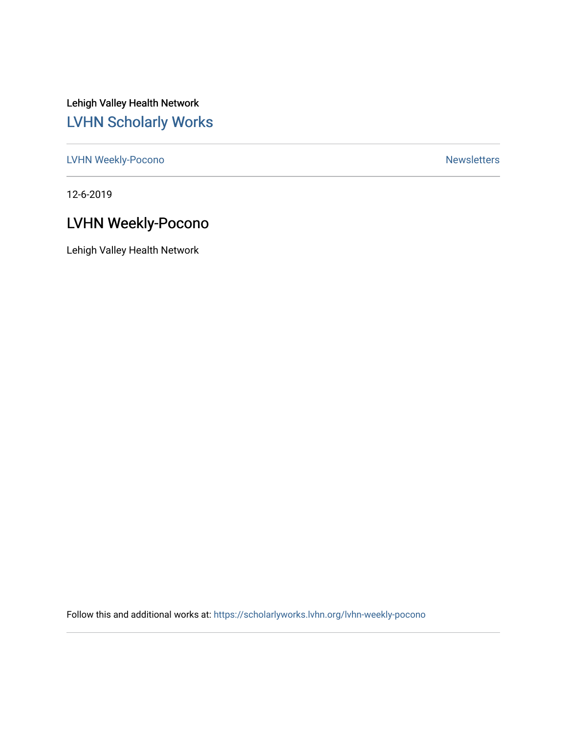Lehigh Valley Health Network

## LVHN Scholarly Works

LVHN Weekly-Pocono

Newsletters

12-6-2019

# LVHN Weekly-Pocono

Lehigh Valley Health Network

Follow this and additional works at: https://scholarlyworks.lvhn.org/lvhn-weekly-pocono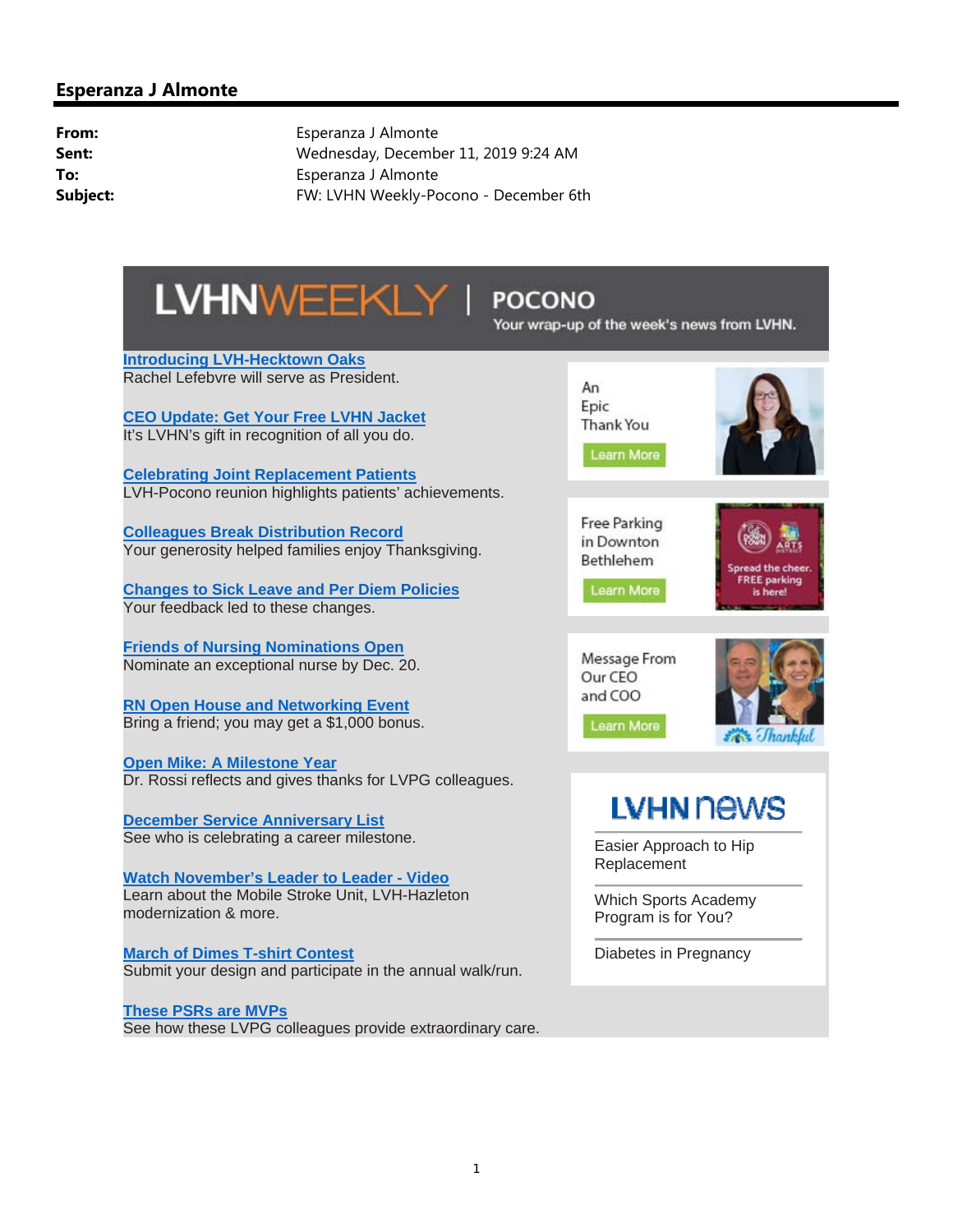## Esperanza J Almonte

**From:** Esperanza J Almonte
**Sent:** Wednesday, December 11, 2019 9:24 AM
**To:** Esperanza J Almonte
**Subject:** FW: LVHN Weekly-Pocono - December 6th

# LVHNWEEKLY | POCONO

Your wrap-up of the week's news from LVHN.

**Introducing LVH-Hecktown Oaks**
Rachel Lefebvre will serve as President.

**CEO Update: Get Your Free LVHN Jacket**
It's LVHN's gift in recognition of all you do.

**Celebrating Joint Replacement Patients**
LVH-Pocono reunion highlights patients' achievements.

**Colleagues Break Distribution Record**
Your generosity helped families enjoy Thanksgiving.

**Changes to Sick Leave and Per Diem Policies**
Your feedback led to these changes.

**Friends of Nursing Nominations Open**
Nominate an exceptional nurse by Dec. 20.

**RN Open House and Networking Event**
Bring a friend; you may get a $1,000 bonus.

**Open Mike: A Milestone Year**
Dr. Rossi reflects and gives thanks for LVPG colleagues.

**December Service Anniversary List**
See who is celebrating a career milestone.

**Watch November's Leader to Leader - Video**
Learn about the Mobile Stroke Unit, LVH-Hazleton modernization & more.

**March of Dimes T-shirt Contest**
Submit your design and participate in the annual walk/run.

**These PSRs are MVPs**
See how these LVPG colleagues provide extraordinary care.

An Epic Thank You
Learn More

Free Parking in Downton Bethlehem
Learn More

Spread the cheer. FREE parking is here!

Message From Our CEO and COO
Learn More

Thankful

## LVHN news

Easier Approach to Hip Replacement

Which Sports Academy Program is for You?

Diabetes in Pregnancy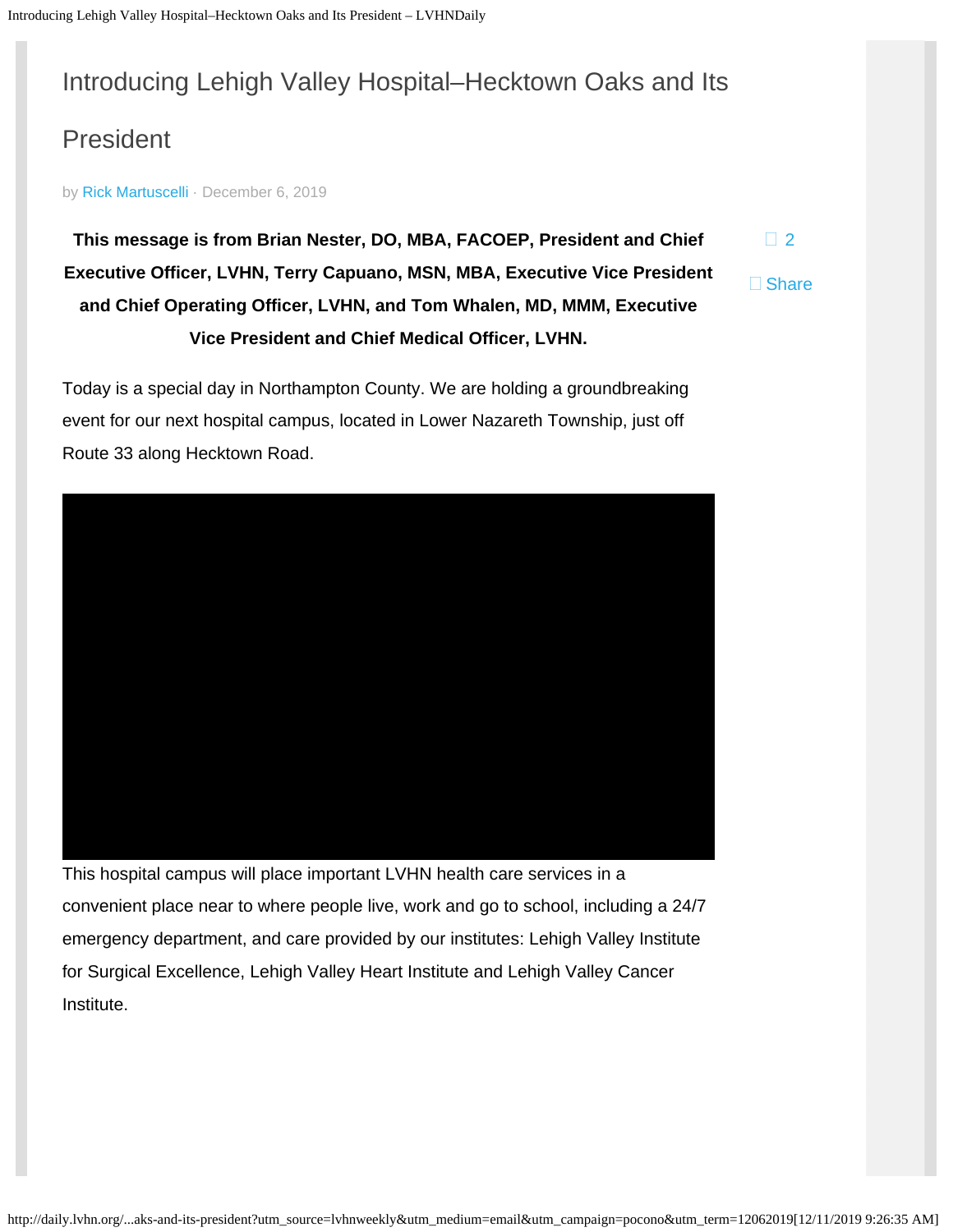# Introducing Lehigh Valley Hospital–Hecktown Oaks and Its President

by Rick Martuscelli · December 6, 2019

2

Share

**This message is from Brian Nester, DO, MBA, FACOEP, President and Chief Executive Officer, LVHN, Terry Capuano, MSN, MBA, Executive Vice President and Chief Operating Officer, LVHN, and Tom Whalen, MD, MMM, Executive Vice President and Chief Medical Officer, LVHN.**

Today is a special day in Northampton County. We are holding a groundbreaking event for our next hospital campus, located in Lower Nazareth Township, just off Route 33 along Hecktown Road.

This hospital campus will place important LVHN health care services in a convenient place near to where people live, work and go to school, including a 24/7 emergency department, and care provided by our institutes: Lehigh Valley Institute for Surgical Excellence, Lehigh Valley Heart Institute and Lehigh Valley Cancer Institute.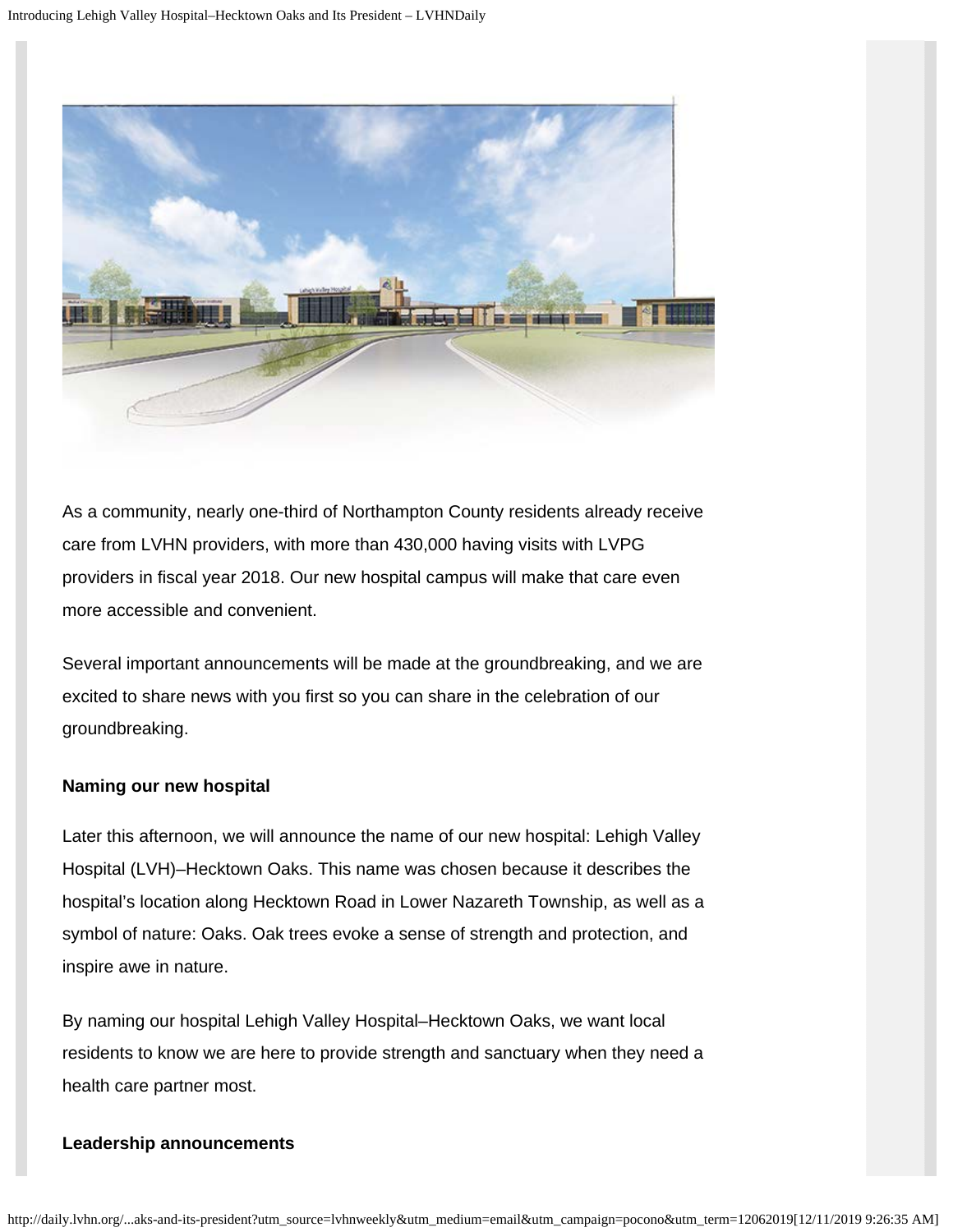As a community, nearly one-third of Northampton County residents already receive care from LVHN providers, with more than 430,000 having visits with LVPG providers in fiscal year 2018. Our new hospital campus will make that care even more accessible and convenient.

Several important announcements will be made at the groundbreaking, and we are excited to share news with you first so you can share in the celebration of our groundbreaking.

**Naming our new hospital**

Later this afternoon, we will announce the name of our new hospital: Lehigh Valley Hospital (LVH)–Hecktown Oaks. This name was chosen because it describes the hospital's location along Hecktown Road in Lower Nazareth Township, as well as a symbol of nature: Oaks. Oak trees evoke a sense of strength and protection, and inspire awe in nature.

By naming our hospital Lehigh Valley Hospital–Hecktown Oaks, we want local residents to know we are here to provide strength and sanctuary when they need a health care partner most.

**Leadership announcements**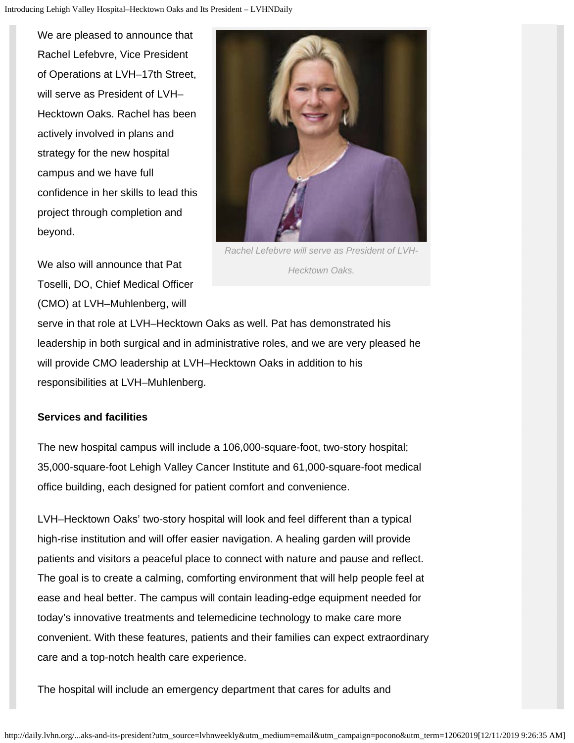We are pleased to announce that Rachel Lefebvre, Vice President of Operations at LVH–17th Street, will serve as President of LVH–Hecktown Oaks. Rachel has been actively involved in plans and strategy for the new hospital campus and we have full confidence in her skills to lead this project through completion and beyond.

*Rachel Lefebvre will serve as President of LVH-Hecktown Oaks.*

We also will announce that Pat Toselli, DO, Chief Medical Officer (CMO) at LVH–Muhlenberg, will serve in that role at LVH–Hecktown Oaks as well. Pat has demonstrated his leadership in both surgical and in administrative roles, and we are very pleased he will provide CMO leadership at LVH–Hecktown Oaks in addition to his responsibilities at LVH–Muhlenberg.

**Services and facilities**

The new hospital campus will include a 106,000-square-foot, two-story hospital; 35,000-square-foot Lehigh Valley Cancer Institute and 61,000-square-foot medical office building, each designed for patient comfort and convenience.

LVH–Hecktown Oaks' two-story hospital will look and feel different than a typical high-rise institution and will offer easier navigation. A healing garden will provide patients and visitors a peaceful place to connect with nature and pause and reflect. The goal is to create a calming, comforting environment that will help people feel at ease and heal better. The campus will contain leading-edge equipment needed for today's innovative treatments and telemedicine technology to make care more convenient. With these features, patients and their families can expect extraordinary care and a top-notch health care experience.

The hospital will include an emergency department that cares for adults and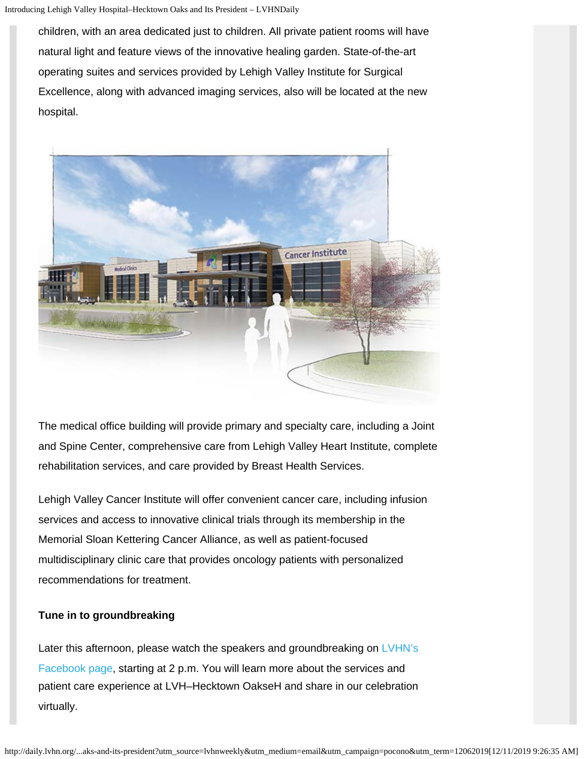children, with an area dedicated just to children. All private patient rooms will have natural light and feature views of the innovative healing garden. State-of-the-art operating suites and services provided by Lehigh Valley Institute for Surgical Excellence, along with advanced imaging services, also will be located at the new hospital.

The medical office building will provide primary and specialty care, including a Joint and Spine Center, comprehensive care from Lehigh Valley Heart Institute, complete rehabilitation services, and care provided by Breast Health Services.

Lehigh Valley Cancer Institute will offer convenient cancer care, including infusion services and access to innovative clinical trials through its membership in the Memorial Sloan Kettering Cancer Alliance, as well as patient-focused multidisciplinary clinic care that provides oncology patients with personalized recommendations for treatment.

**Tune in to groundbreaking**

Later this afternoon, please watch the speakers and groundbreaking on LVHN's Facebook page, starting at 2 p.m. You will learn more about the services and patient care experience at LVH–Hecktown OakseH and share in our celebration virtually.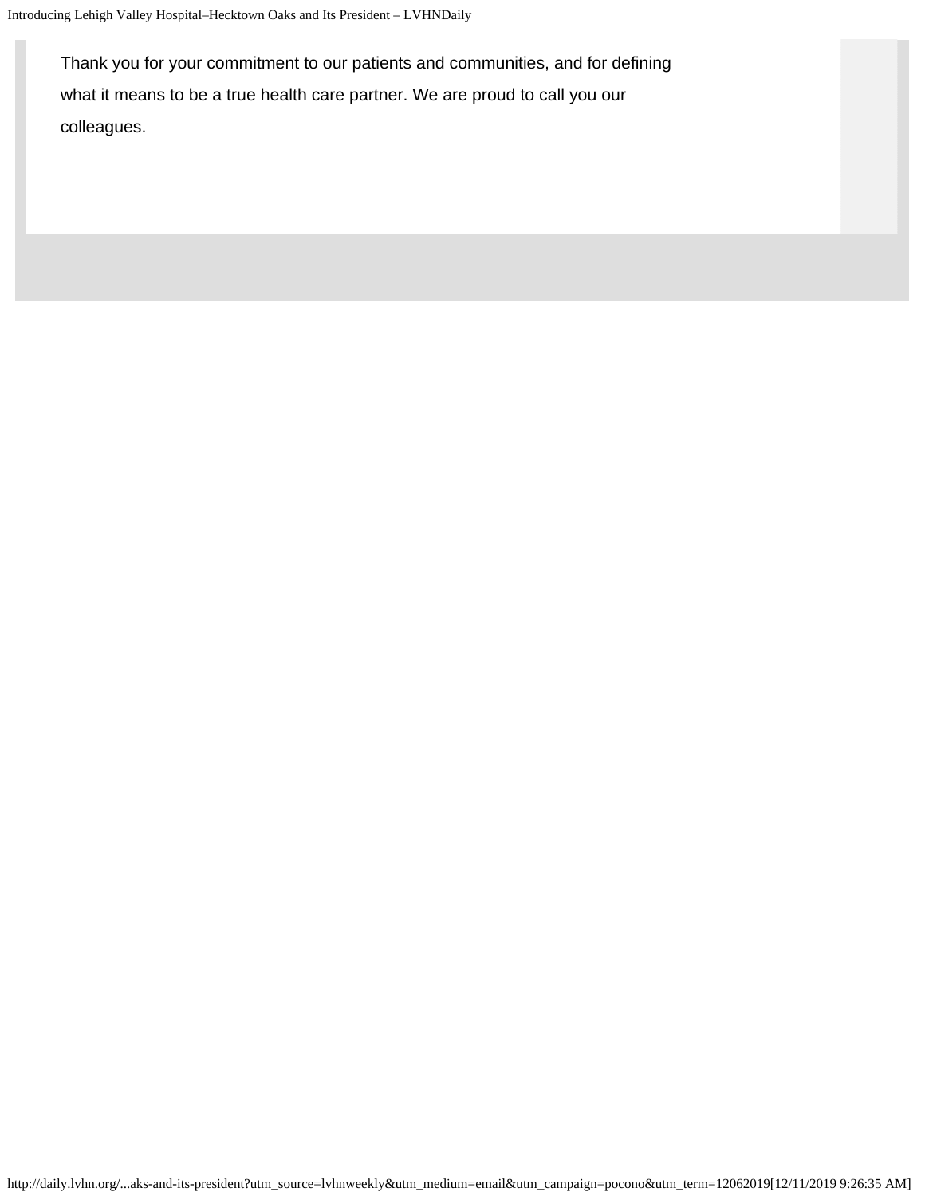Thank you for your commitment to our patients and communities, and for defining what it means to be a true health care partner. We are proud to call you our colleagues.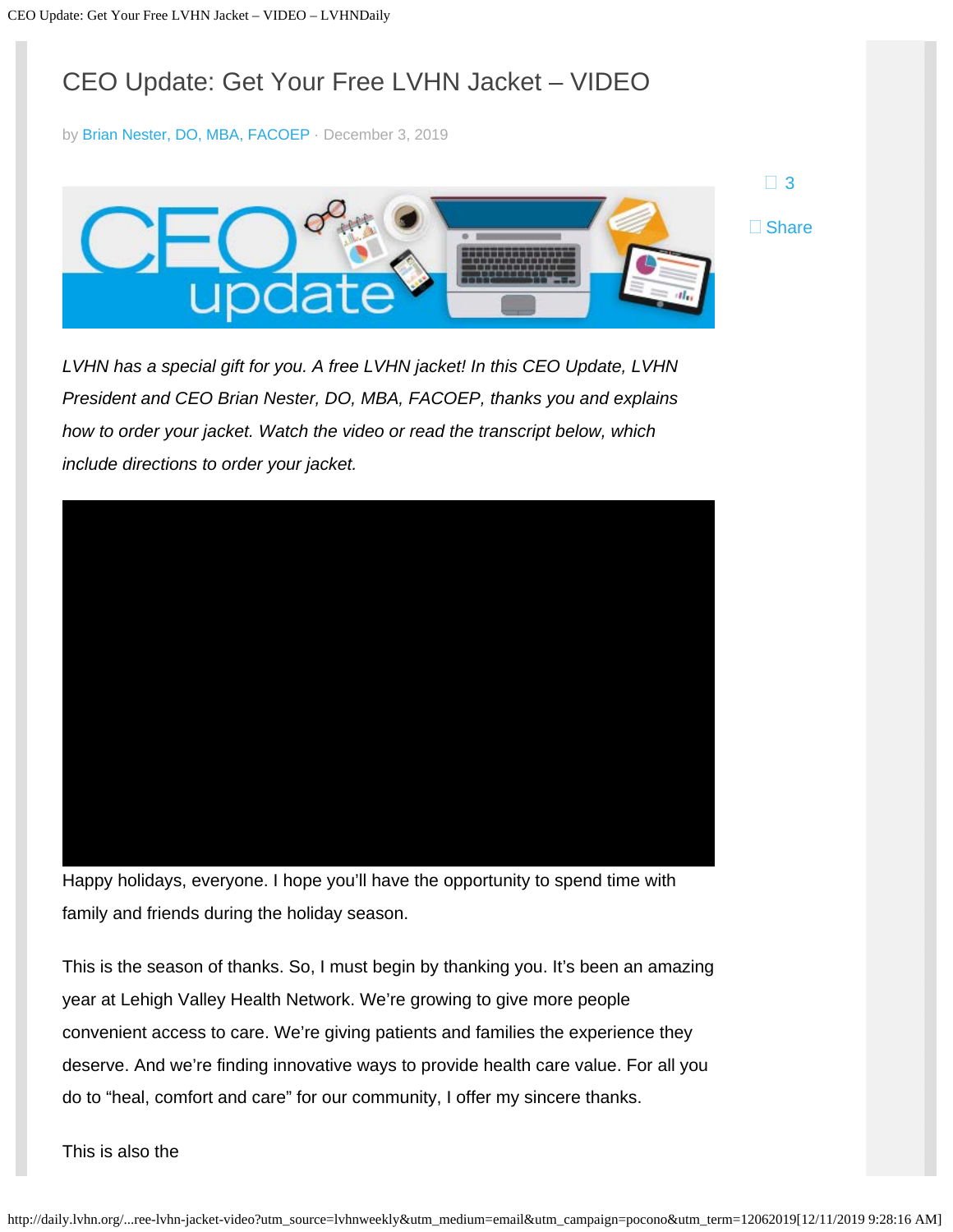# CEO Update: Get Your Free LVHN Jacket – VIDEO

by Brian Nester, DO, MBA, FACOEP · December 3, 2019

3

Share

*LVHN has a special gift for you. A free LVHN jacket! In this CEO Update, LVHN President and CEO Brian Nester, DO, MBA, FACOEP, thanks you and explains how to order your jacket. Watch the video or read the transcript below, which include directions to order your jacket.*

Happy holidays, everyone. I hope you'll have the opportunity to spend time with family and friends during the holiday season.

This is the season of thanks. So, I must begin by thanking you. It's been an amazing year at Lehigh Valley Health Network. We're growing to give more people convenient access to care. We're giving patients and families the experience they deserve. And we're finding innovative ways to provide health care value. For all you do to "heal, comfort and care" for our community, I offer my sincere thanks.

This is also the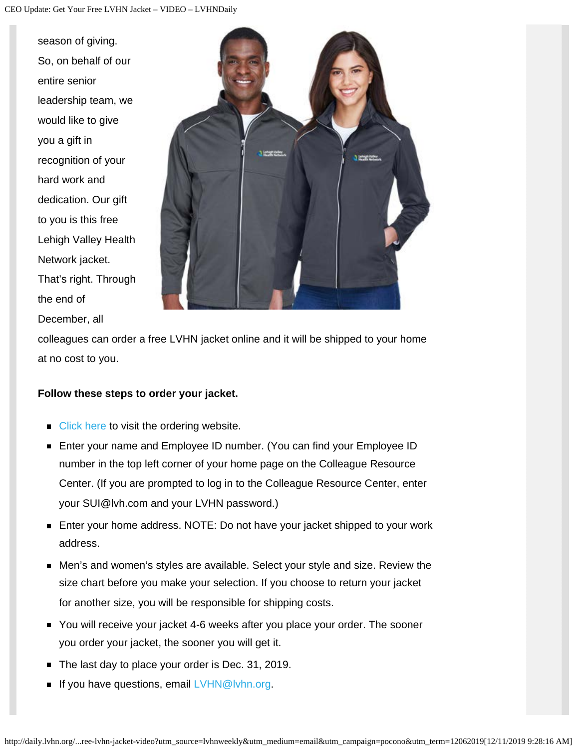season of giving. So, on behalf of our entire senior leadership team, we would like to give you a gift in recognition of your hard work and dedication. Our gift to you is this free Lehigh Valley Health Network jacket. That's right. Through the end of December, all colleagues can order a free LVHN jacket online and it will be shipped to your home at no cost to you.

**Follow these steps to order your jacket.**

- Click here to visit the ordering website.
- Enter your name and Employee ID number. (You can find your Employee ID number in the top left corner of your home page on the Colleague Resource Center. (If you are prompted to log in to the Colleague Resource Center, enter your SUI@lvh.com and your LVHN password.)
- Enter your home address. NOTE: Do not have your jacket shipped to your work address.
- Men's and women's styles are available. Select your style and size. Review the size chart before you make your selection. If you choose to return your jacket for another size, you will be responsible for shipping costs.
- You will receive your jacket 4-6 weeks after you place your order. The sooner you order your jacket, the sooner you will get it.
- The last day to place your order is Dec. 31, 2019.
- If you have questions, email LVHN@lvhn.org.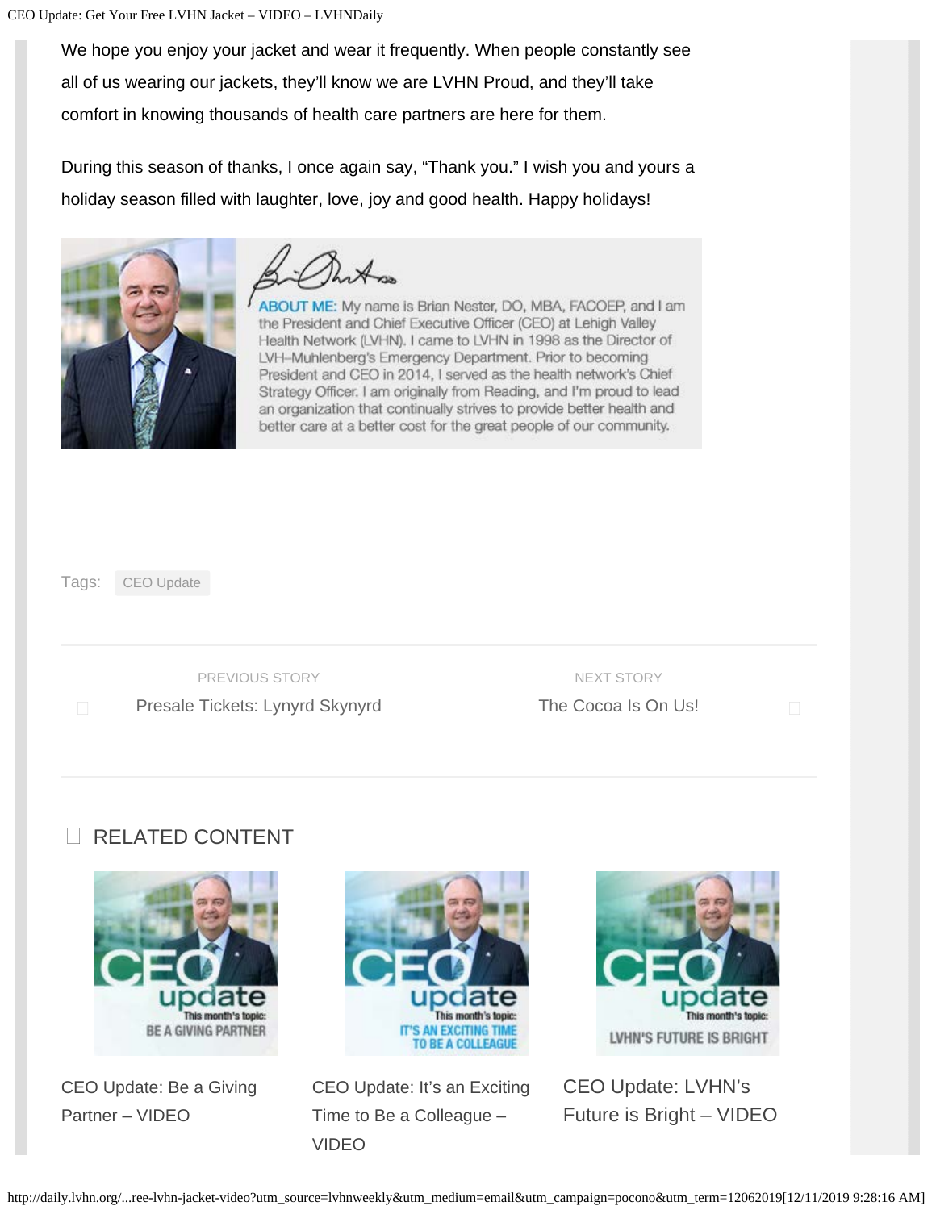We hope you enjoy your jacket and wear it frequently. When people constantly see all of us wearing our jackets, they'll know we are LVHN Proud, and they'll take comfort in knowing thousands of health care partners are here for them.

During this season of thanks, I once again say, "Thank you." I wish you and yours a holiday season filled with laughter, love, joy and good health. Happy holidays!

ABOUT ME: My name is Brian Nester, DO, MBA, FACOEP, and I am the President and Chief Executive Officer (CEO) at Lehigh Valley Health Network (LVHN). I came to LVHN in 1998 as the Director of LVH–Muhlenberg's Emergency Department. Prior to becoming President and CEO in 2014, I served as the health network's Chief Strategy Officer. I am originally from Reading, and I'm proud to lead an organization that continually strives to provide better health and better care at a better cost for the great people of our community.

Tags: CEO Update

PREVIOUS STORY
Presale Tickets: Lynyrd Skynyrd

NEXT STORY
The Cocoa Is On Us!

## RELATED CONTENT

CEO update — This month's topic: BE A GIVING PARTNER

CEO Update: Be a Giving Partner – VIDEO

CEO update — This month's topic: IT'S AN EXCITING TIME TO BE A COLLEAGUE

CEO Update: It's an Exciting Time to Be a Colleague – VIDEO

CEO update — This month's topic: LVHN'S FUTURE IS BRIGHT

CEO Update: LVHN's Future is Bright – VIDEO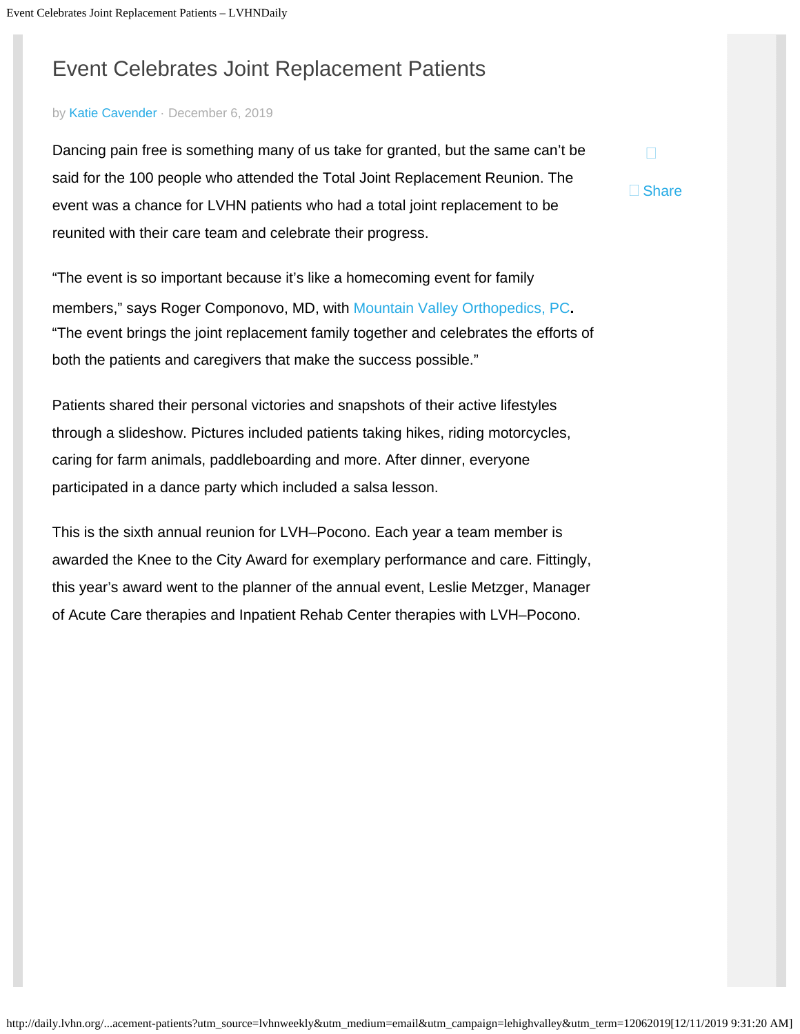# Event Celebrates Joint Replacement Patients

by Katie Cavender · December 6, 2019

Dancing pain free is something many of us take for granted, but the same can't be said for the 100 people who attended the Total Joint Replacement Reunion. The event was a chance for LVHN patients who had a total joint replacement to be reunited with their care team and celebrate their progress.

"The event is so important because it's like a homecoming event for family members," says Roger Componovo, MD, with Mountain Valley Orthopedics, PC. "The event brings the joint replacement family together and celebrates the efforts of both the patients and caregivers that make the success possible."

Patients shared their personal victories and snapshots of their active lifestyles through a slideshow. Pictures included patients taking hikes, riding motorcycles, caring for farm animals, paddleboarding and more. After dinner, everyone participated in a dance party which included a salsa lesson.

This is the sixth annual reunion for LVH–Pocono. Each year a team member is awarded the Knee to the City Award for exemplary performance and care. Fittingly, this year's award went to the planner of the annual event, Leslie Metzger, Manager of Acute Care therapies and Inpatient Rehab Center therapies with LVH–Pocono.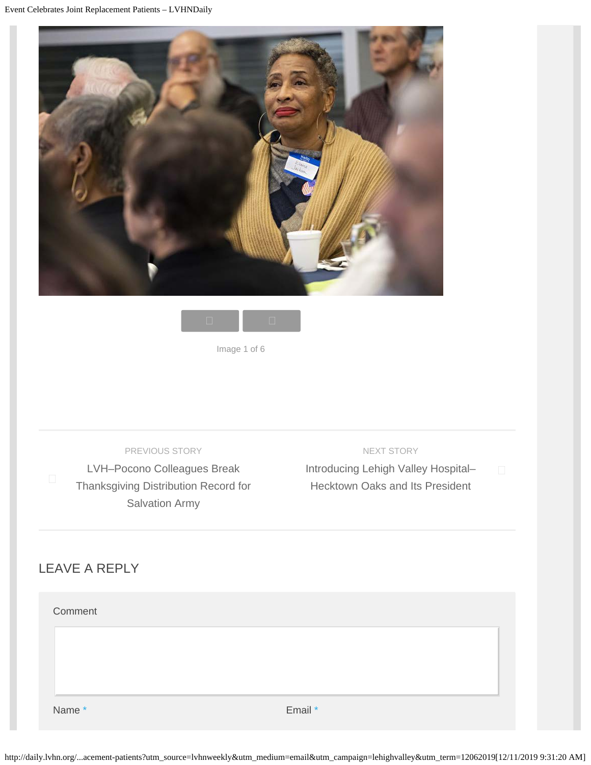Image 1 of 6

PREVIOUS STORY

LVH–Pocono Colleagues Break Thanksgiving Distribution Record for Salvation Army

NEXT STORY

Introducing Lehigh Valley Hospital–Hecktown Oaks and Its President

## LEAVE A REPLY

Comment

Name *

Email *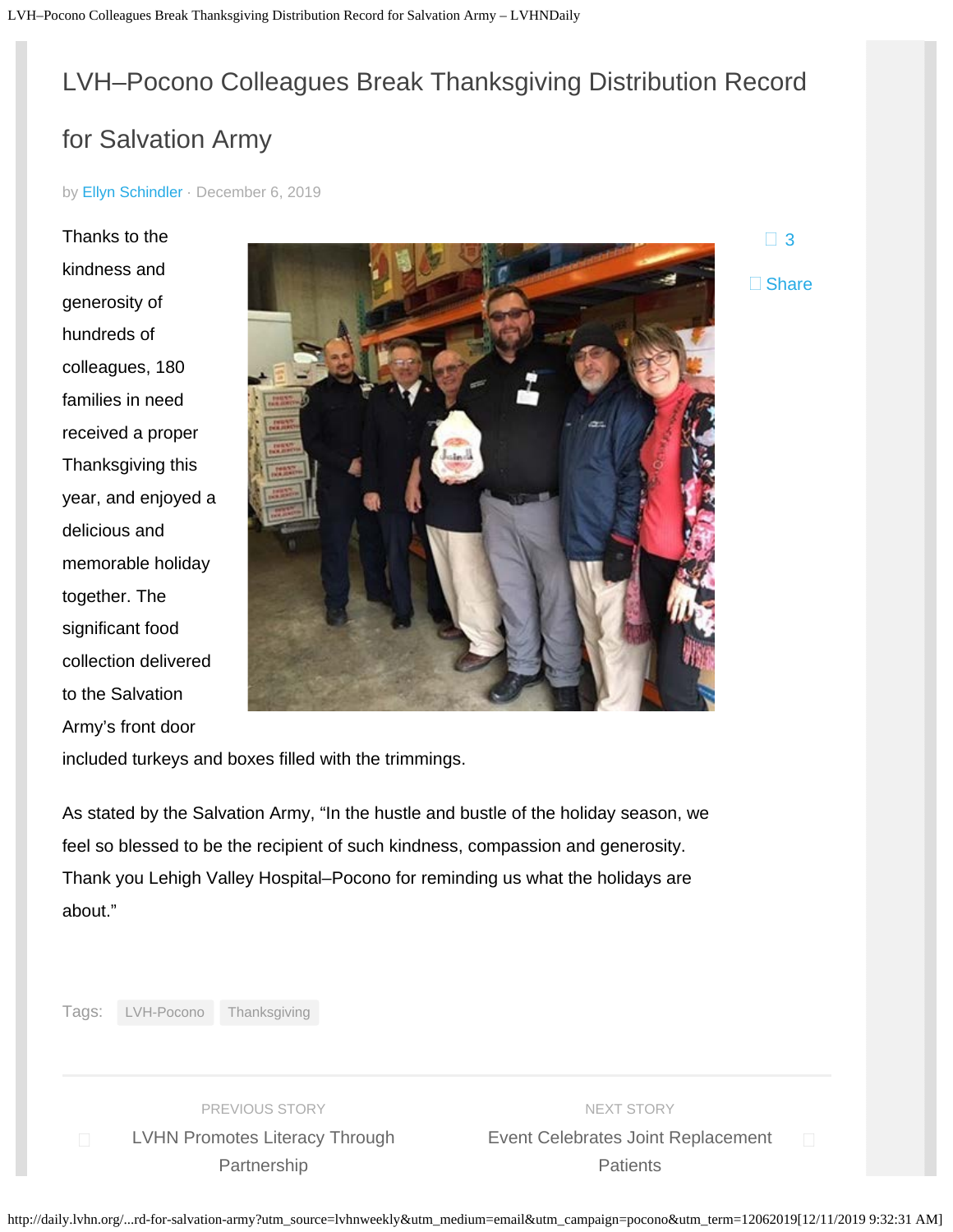# LVH–Pocono Colleagues Break Thanksgiving Distribution Record for Salvation Army

by Ellyn Schindler · December 6, 2019

3

Share

Thanks to the kindness and generosity of hundreds of colleagues, 180 families in need received a proper Thanksgiving this year, and enjoyed a delicious and memorable holiday together. The significant food collection delivered to the Salvation Army's front door included turkeys and boxes filled with the trimmings.

As stated by the Salvation Army, "In the hustle and bustle of the holiday season, we feel so blessed to be the recipient of such kindness, compassion and generosity. Thank you Lehigh Valley Hospital–Pocono for reminding us what the holidays are about."

Tags: LVH-Pocono Thanksgiving

PREVIOUS STORY
LVHN Promotes Literacy Through Partnership

NEXT STORY
Event Celebrates Joint Replacement Patients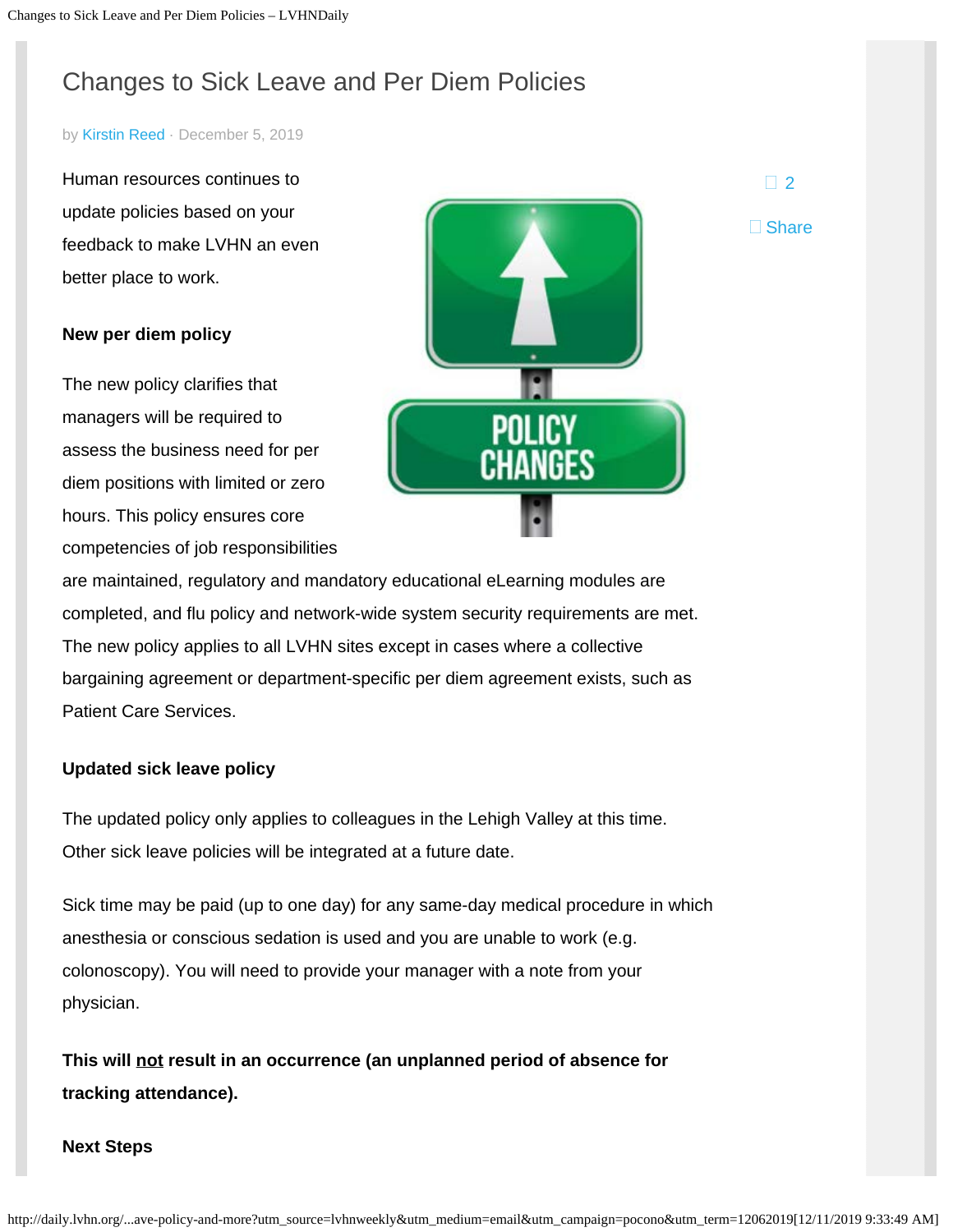# Changes to Sick Leave and Per Diem Policies

by Kirstin Reed · December 5, 2019

Human resources continues to update policies based on your feedback to make LVHN an even better place to work.

**New per diem policy**

The new policy clarifies that managers will be required to assess the business need for per diem positions with limited or zero hours. This policy ensures core competencies of job responsibilities are maintained, regulatory and mandatory educational eLearning modules are completed, and flu policy and network-wide system security requirements are met. The new policy applies to all LVHN sites except in cases where a collective bargaining agreement or department-specific per diem agreement exists, such as Patient Care Services.

**Updated sick leave policy**

The updated policy only applies to colleagues in the Lehigh Valley at this time. Other sick leave policies will be integrated at a future date.

Sick time may be paid (up to one day) for any same-day medical procedure in which anesthesia or conscious sedation is used and you are unable to work (e.g. colonoscopy). You will need to provide your manager with a note from your physician.

**This will <u>not</u> result in an occurrence (an unplanned period of absence for tracking attendance).**

**Next Steps**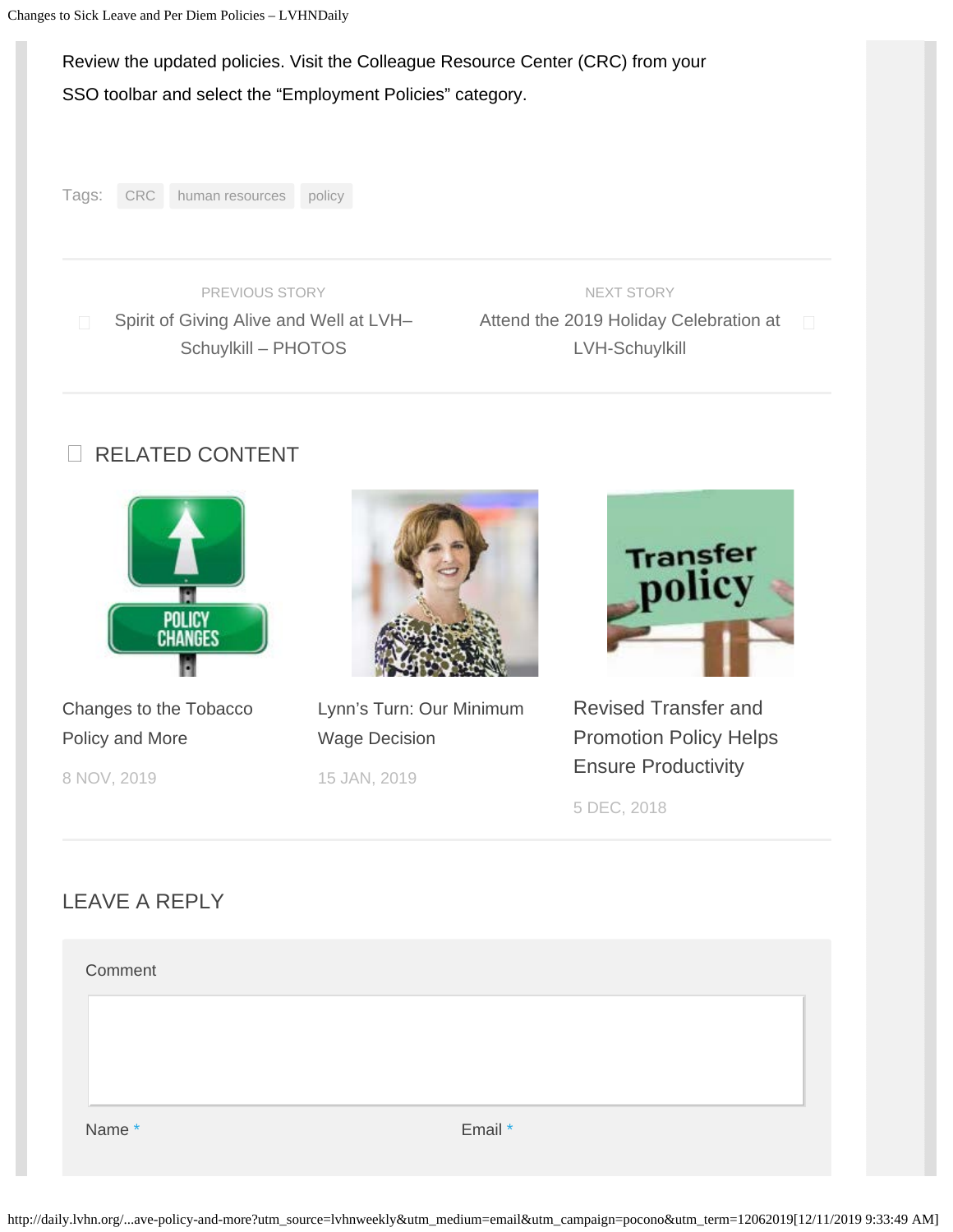Review the updated policies. Visit the Colleague Resource Center (CRC) from your SSO toolbar and select the “Employment Policies” category.

Tags: CRC human resources policy

PREVIOUS STORY

Spirit of Giving Alive and Well at LVH–Schuylkill – PHOTOS

NEXT STORY

Attend the 2019 Holiday Celebration at LVH-Schuylkill

## RELATED CONTENT

Changes to the Tobacco Policy and More

8 NOV, 2019

Lynn’s Turn: Our Minimum Wage Decision

15 JAN, 2019

Revised Transfer and Promotion Policy Helps Ensure Productivity

5 DEC, 2018

## LEAVE A REPLY

Comment

Name *

Email *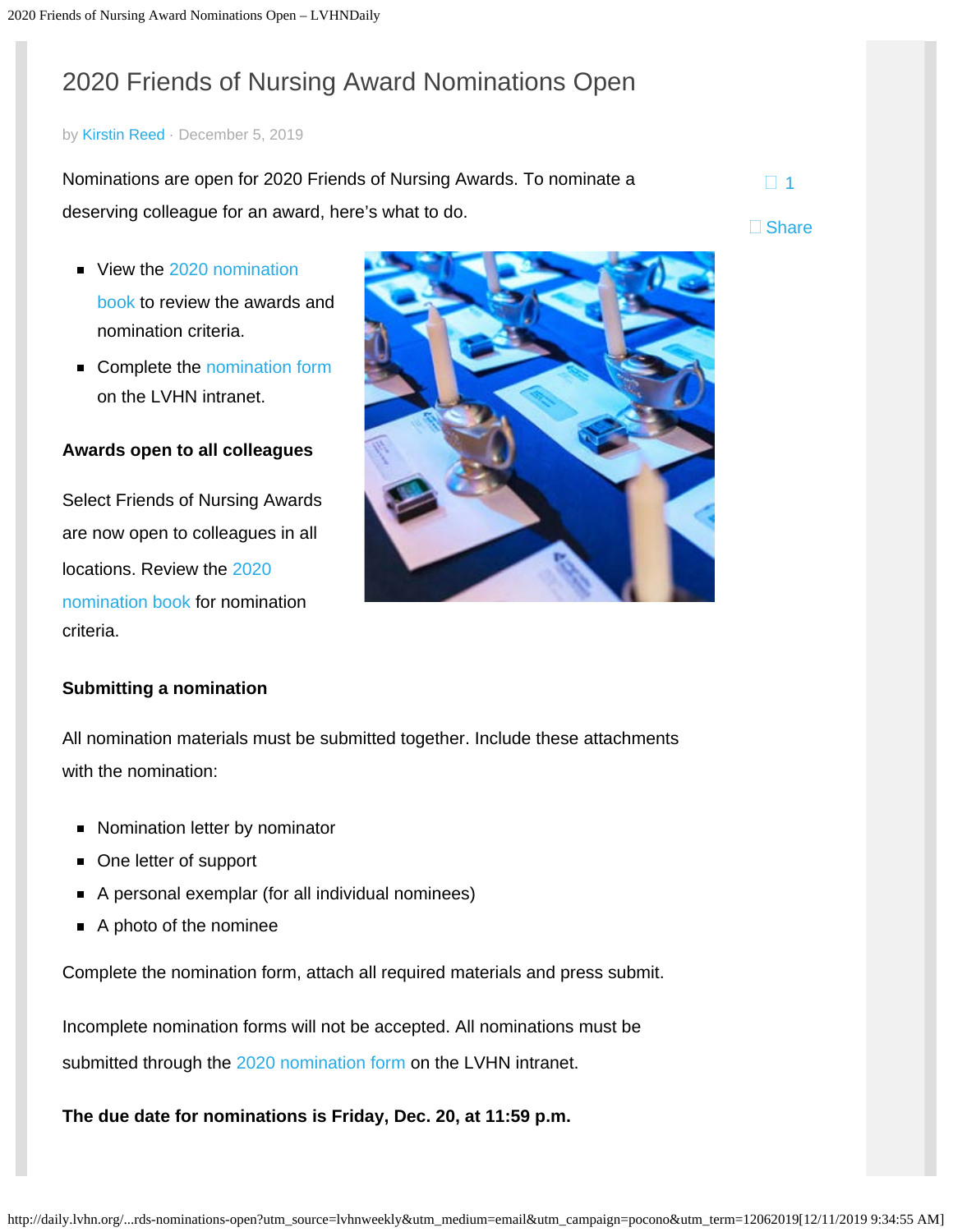# 2020 Friends of Nursing Award Nominations Open

by Kirstin Reed · December 5, 2019

Nominations are open for 2020 Friends of Nursing Awards. To nominate a deserving colleague for an award, here's what to do.

- View the 2020 nomination book to review the awards and nomination criteria.
- Complete the nomination form on the LVHN intranet.

**Awards open to all colleagues**

Select Friends of Nursing Awards are now open to colleagues in all locations. Review the 2020 nomination book for nomination criteria.

**Submitting a nomination**

All nomination materials must be submitted together. Include these attachments with the nomination:

- Nomination letter by nominator
- One letter of support
- A personal exemplar (for all individual nominees)
- A photo of the nominee

Complete the nomination form, attach all required materials and press submit.

Incomplete nomination forms will not be accepted. All nominations must be submitted through the 2020 nomination form on the LVHN intranet.

**The due date for nominations is Friday, Dec. 20, at 11:59 p.m.**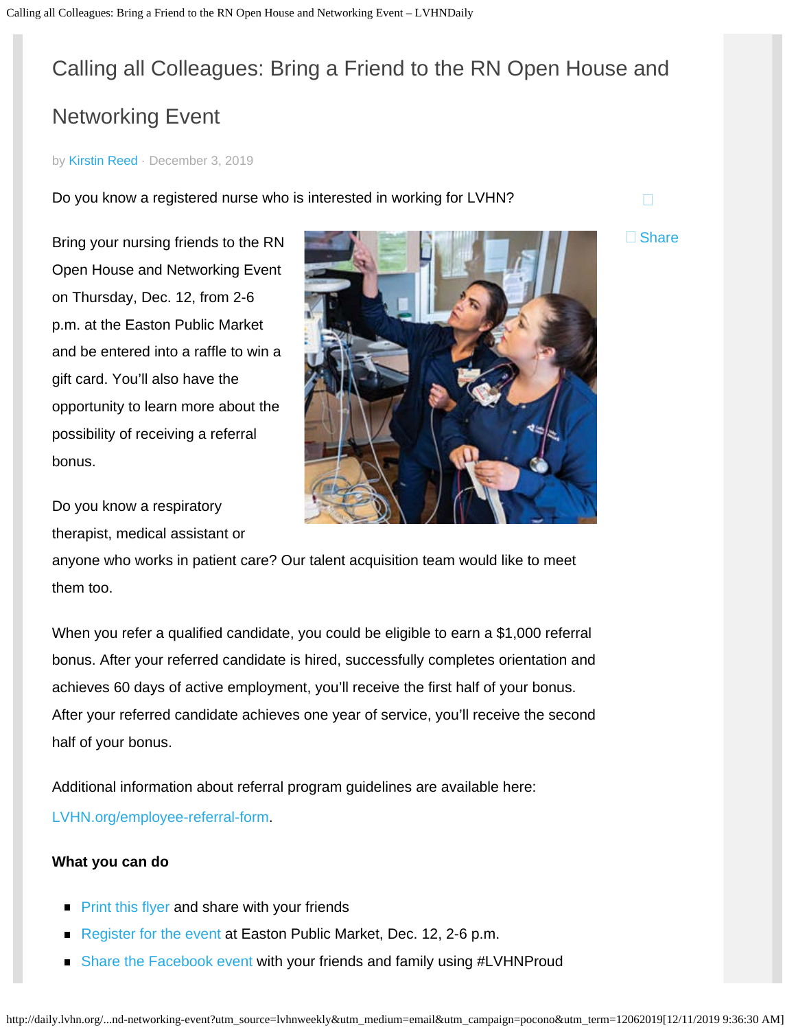# Calling all Colleagues: Bring a Friend to the RN Open House and Networking Event

by Kirstin Reed · December 3, 2019

Do you know a registered nurse who is interested in working for LVHN?

Share

Bring your nursing friends to the RN Open House and Networking Event on Thursday, Dec. 12, from 2-6 p.m. at the Easton Public Market and be entered into a raffle to win a gift card. You'll also have the opportunity to learn more about the possibility of receiving a referral bonus.

Do you know a respiratory therapist, medical assistant or anyone who works in patient care? Our talent acquisition team would like to meet them too.

When you refer a qualified candidate, you could be eligible to earn a $1,000 referral bonus. After your referred candidate is hired, successfully completes orientation and achieves 60 days of active employment, you'll receive the first half of your bonus. After your referred candidate achieves one year of service, you'll receive the second half of your bonus.

Additional information about referral program guidelines are available here: LVHN.org/employee-referral-form.

**What you can do**

- Print this flyer and share with your friends
- Register for the event at Easton Public Market, Dec. 12, 2-6 p.m.
- Share the Facebook event with your friends and family using #LVHNProud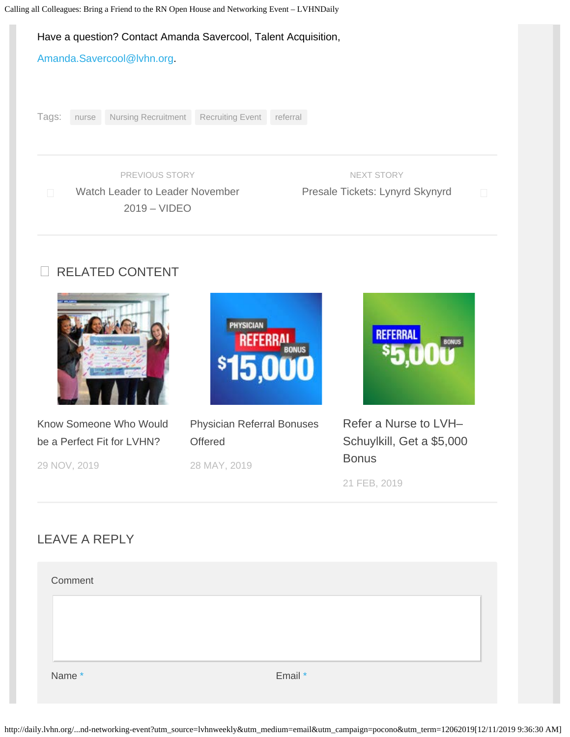Have a question? Contact Amanda Savercool, Talent Acquisition,

Amanda.Savercool@lvhn.org.

Tags: nurse Nursing Recruitment Recruiting Event referral

PREVIOUS STORY

Watch Leader to Leader November 2019 – VIDEO

NEXT STORY

Presale Tickets: Lynyrd Skynyrd

## RELATED CONTENT

Know Someone Who Would be a Perfect Fit for LVHN?

29 NOV, 2019

Physician Referral Bonuses Offered

28 MAY, 2019

Refer a Nurse to LVH–Schuylkill, Get a $5,000 Bonus

21 FEB, 2019

## LEAVE A REPLY

Comment

Name *

Email *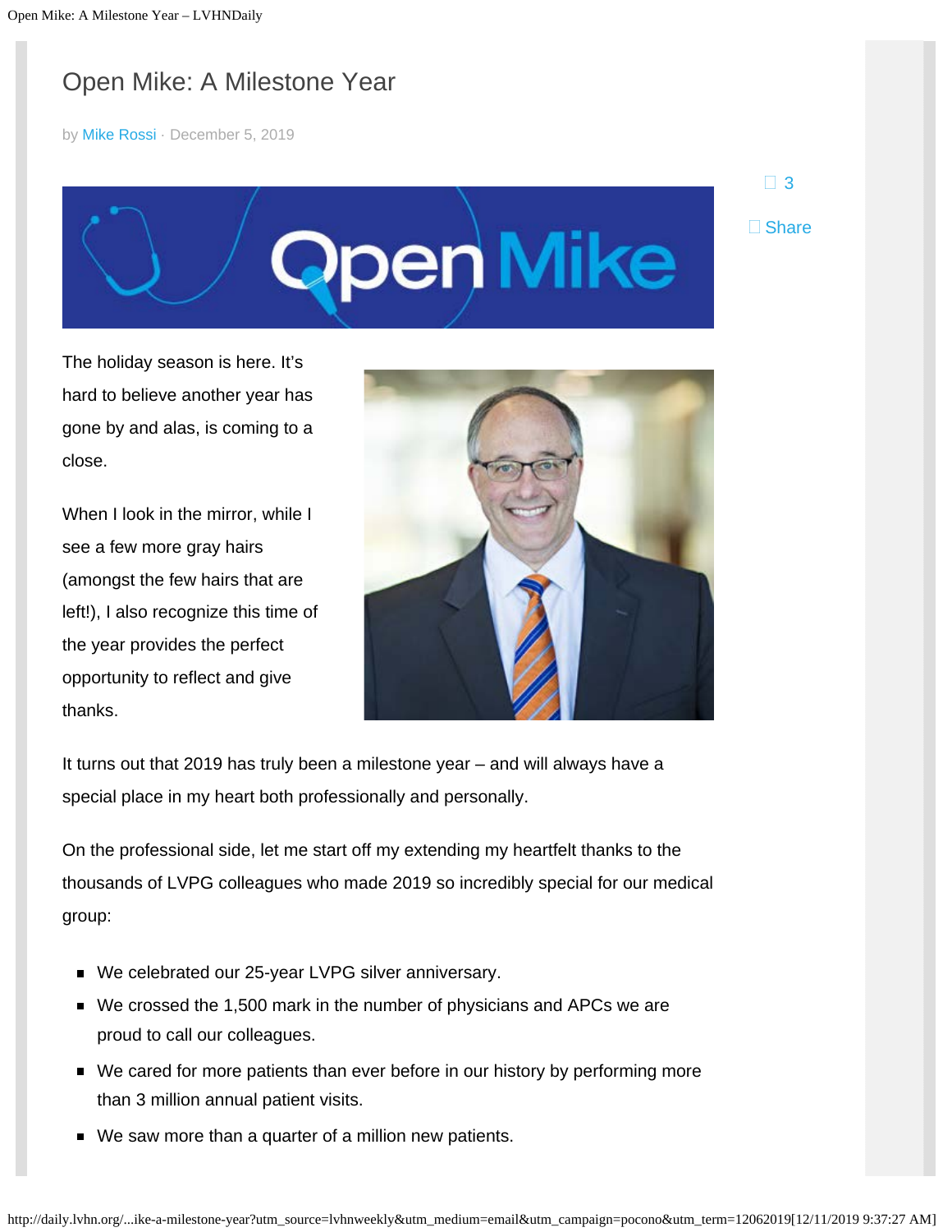# Open Mike: A Milestone Year

by Mike Rossi · December 5, 2019

3

Share

The holiday season is here. It's hard to believe another year has gone by and alas, is coming to a close.

When I look in the mirror, while I see a few more gray hairs (amongst the few hairs that are left!), I also recognize this time of the year provides the perfect opportunity to reflect and give thanks.

It turns out that 2019 has truly been a milestone year – and will always have a special place in my heart both professionally and personally.

On the professional side, let me start off my extending my heartfelt thanks to the thousands of LVPG colleagues who made 2019 so incredibly special for our medical group:

- We celebrated our 25-year LVPG silver anniversary.
- We crossed the 1,500 mark in the number of physicians and APCs we are proud to call our colleagues.
- We cared for more patients than ever before in our history by performing more than 3 million annual patient visits.
- We saw more than a quarter of a million new patients.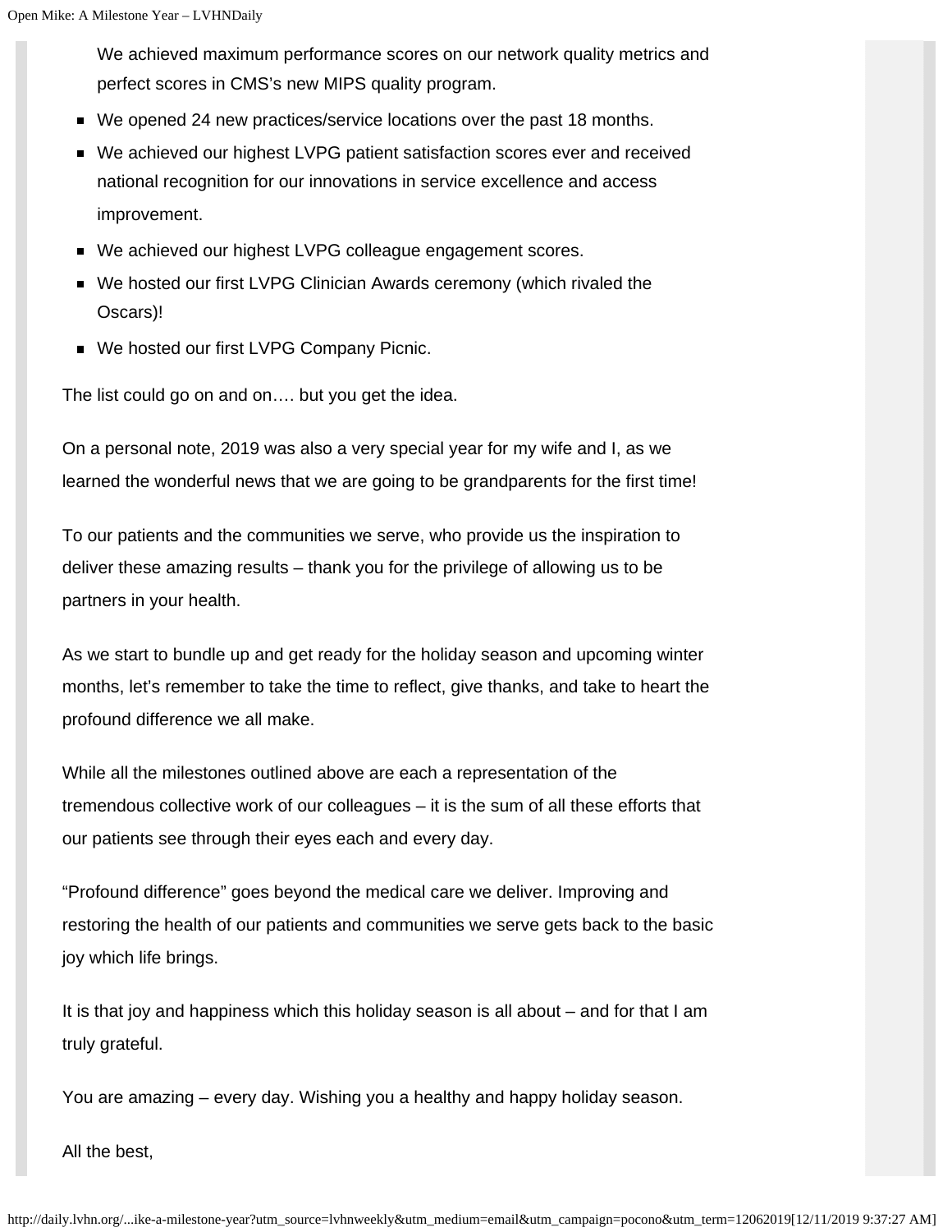We achieved maximum performance scores on our network quality metrics and perfect scores in CMS's new MIPS quality program.

- We opened 24 new practices/service locations over the past 18 months.
- We achieved our highest LVPG patient satisfaction scores ever and received national recognition for our innovations in service excellence and access improvement.
- We achieved our highest LVPG colleague engagement scores.
- We hosted our first LVPG Clinician Awards ceremony (which rivaled the Oscars)!
- We hosted our first LVPG Company Picnic.

The list could go on and on…. but you get the idea.

On a personal note, 2019 was also a very special year for my wife and I, as we learned the wonderful news that we are going to be grandparents for the first time!

To our patients and the communities we serve, who provide us the inspiration to deliver these amazing results – thank you for the privilege of allowing us to be partners in your health.

As we start to bundle up and get ready for the holiday season and upcoming winter months, let's remember to take the time to reflect, give thanks, and take to heart the profound difference we all make.

While all the milestones outlined above are each a representation of the tremendous collective work of our colleagues – it is the sum of all these efforts that our patients see through their eyes each and every day.

"Profound difference" goes beyond the medical care we deliver. Improving and restoring the health of our patients and communities we serve gets back to the basic joy which life brings.

It is that joy and happiness which this holiday season is all about – and for that I am truly grateful.

You are amazing – every day. Wishing you a healthy and happy holiday season.

All the best,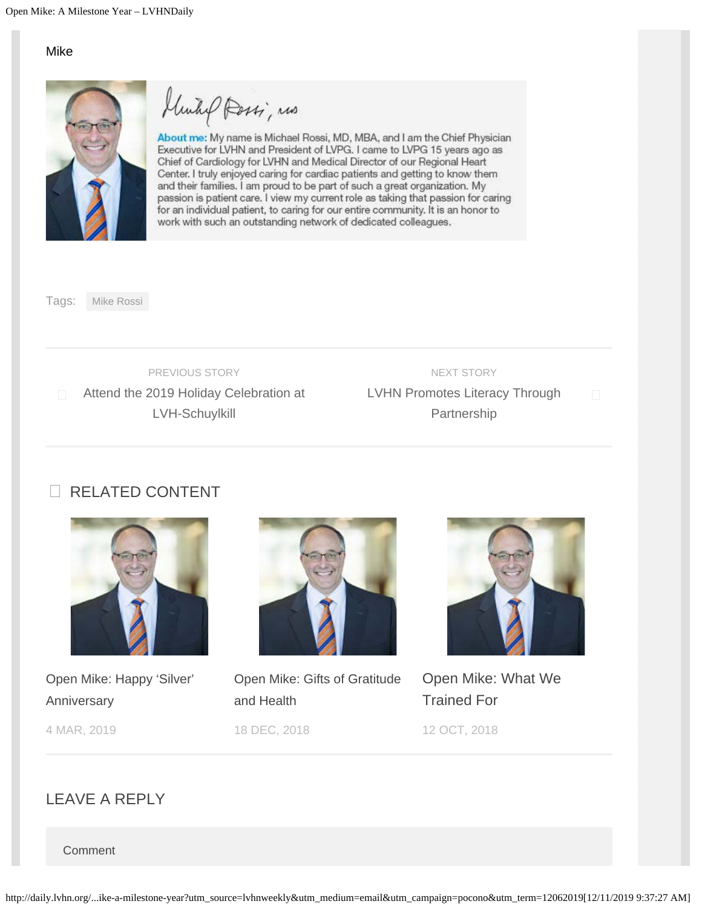Mike

Michael Rossi, MD

**About me:** My name is Michael Rossi, MD, MBA, and I am the Chief Physician Executive for LVHN and President of LVPG. I came to LVPG 15 years ago as Chief of Cardiology for LVHN and Medical Director of our Regional Heart Center. I truly enjoyed caring for cardiac patients and getting to know them and their families. I am proud to be part of such a great organization. My passion is patient care. I view my current role as taking that passion for caring for an individual patient, to caring for our entire community. It is an honor to work with such an outstanding network of dedicated colleagues.

Tags: Mike Rossi

PREVIOUS STORY
Attend the 2019 Holiday Celebration at LVH-Schuylkill

NEXT STORY
LVHN Promotes Literacy Through Partnership

## RELATED CONTENT

Open Mike: Happy 'Silver' Anniversary
4 MAR, 2019

Open Mike: Gifts of Gratitude and Health
18 DEC, 2018

Open Mike: What We Trained For
12 OCT, 2018

## LEAVE A REPLY

Comment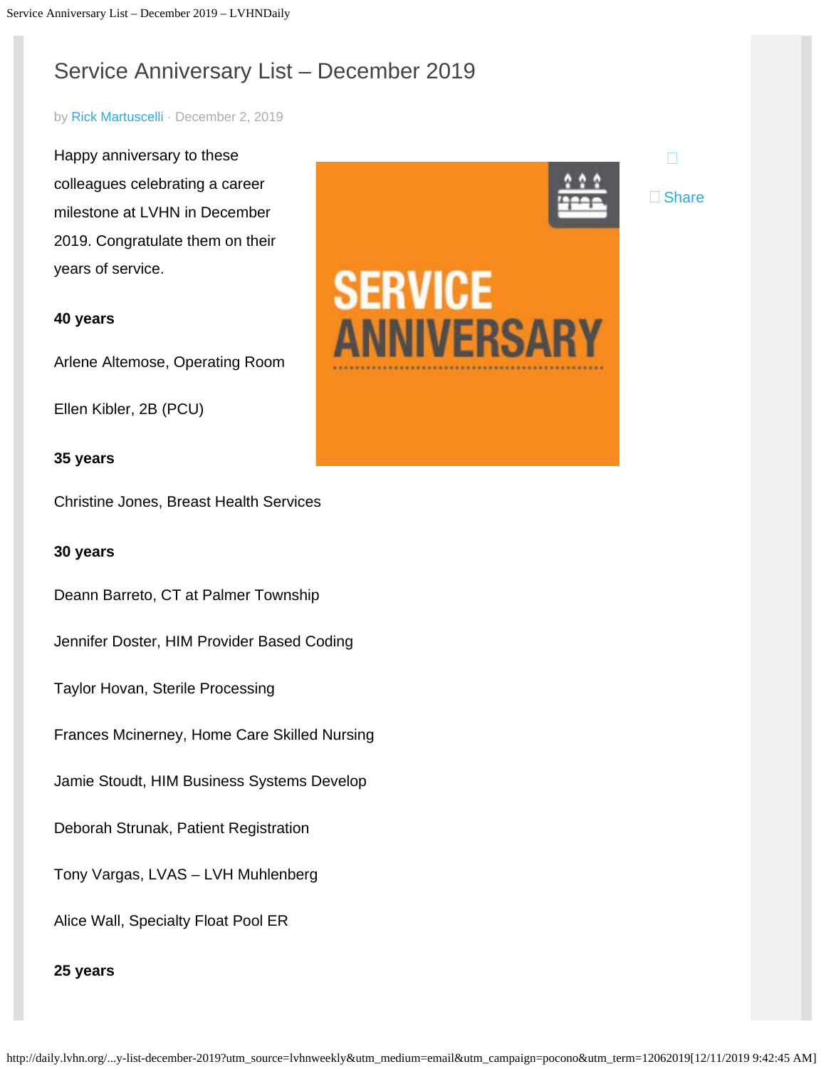# Service Anniversary List – December 2019

by Rick Martuscelli · December 2, 2019

Share

Happy anniversary to these colleagues celebrating a career milestone at LVHN in December 2019. Congratulate them on their years of service.

**40 years**

Arlene Altemose, Operating Room

Ellen Kibler, 2B (PCU)

**35 years**

Christine Jones, Breast Health Services

**30 years**

Deann Barreto, CT at Palmer Township

Jennifer Doster, HIM Provider Based Coding

Taylor Hovan, Sterile Processing

Frances Mcinerney, Home Care Skilled Nursing

Jamie Stoudt, HIM Business Systems Develop

Deborah Strunak, Patient Registration

Tony Vargas, LVAS – LVH Muhlenberg

Alice Wall, Specialty Float Pool ER

**25 years**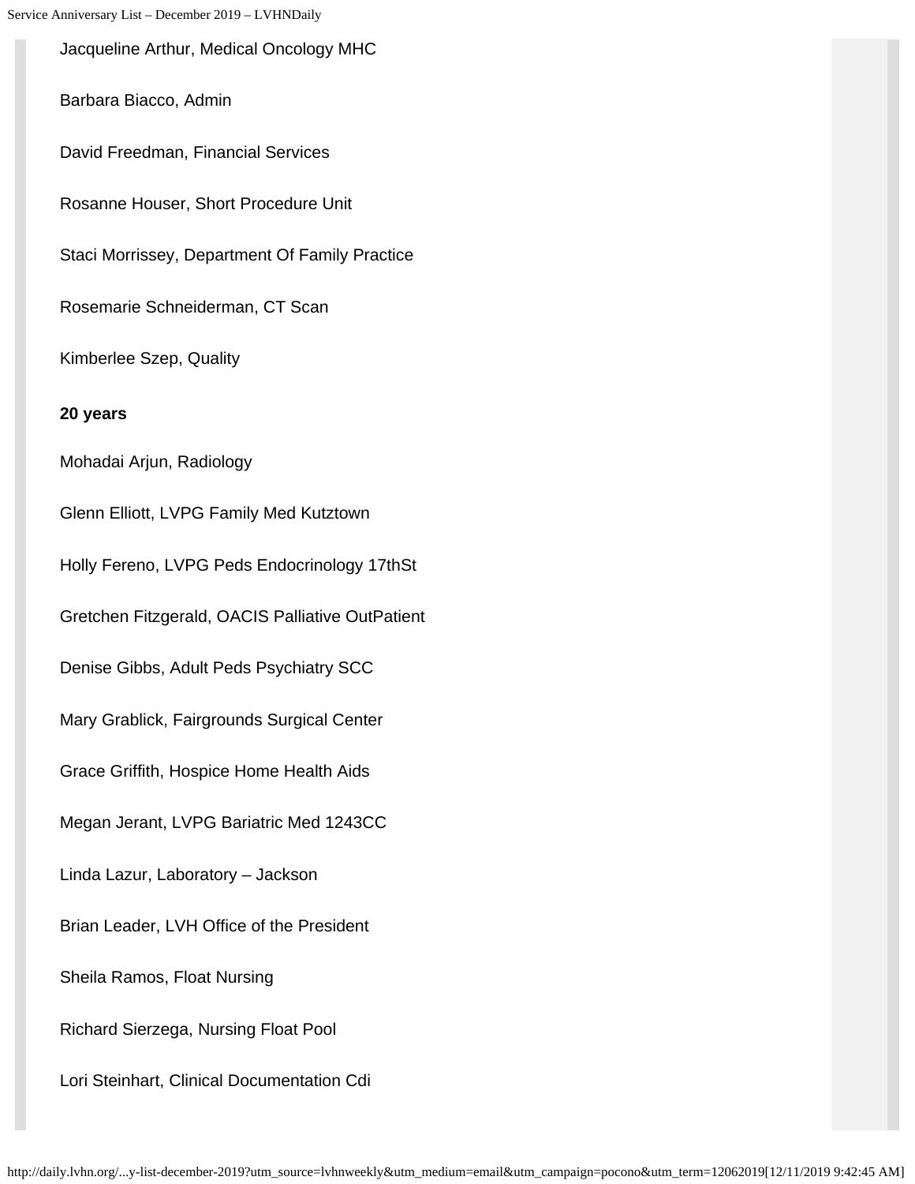Jacqueline Arthur, Medical Oncology MHC

Barbara Biacco, Admin

David Freedman, Financial Services

Rosanne Houser, Short Procedure Unit

Staci Morrissey, Department Of Family Practice

Rosemarie Schneiderman, CT Scan

Kimberlee Szep, Quality

**20 years**

Mohadai Arjun, Radiology

Glenn Elliott, LVPG Family Med Kutztown

Holly Fereno, LVPG Peds Endocrinology 17thSt

Gretchen Fitzgerald, OACIS Palliative OutPatient

Denise Gibbs, Adult Peds Psychiatry SCC

Mary Grablick, Fairgrounds Surgical Center

Grace Griffith, Hospice Home Health Aids

Megan Jerant, LVPG Bariatric Med 1243CC

Linda Lazur, Laboratory – Jackson

Brian Leader, LVH Office of the President

Sheila Ramos, Float Nursing

Richard Sierzega, Nursing Float Pool

Lori Steinhart, Clinical Documentation Cdi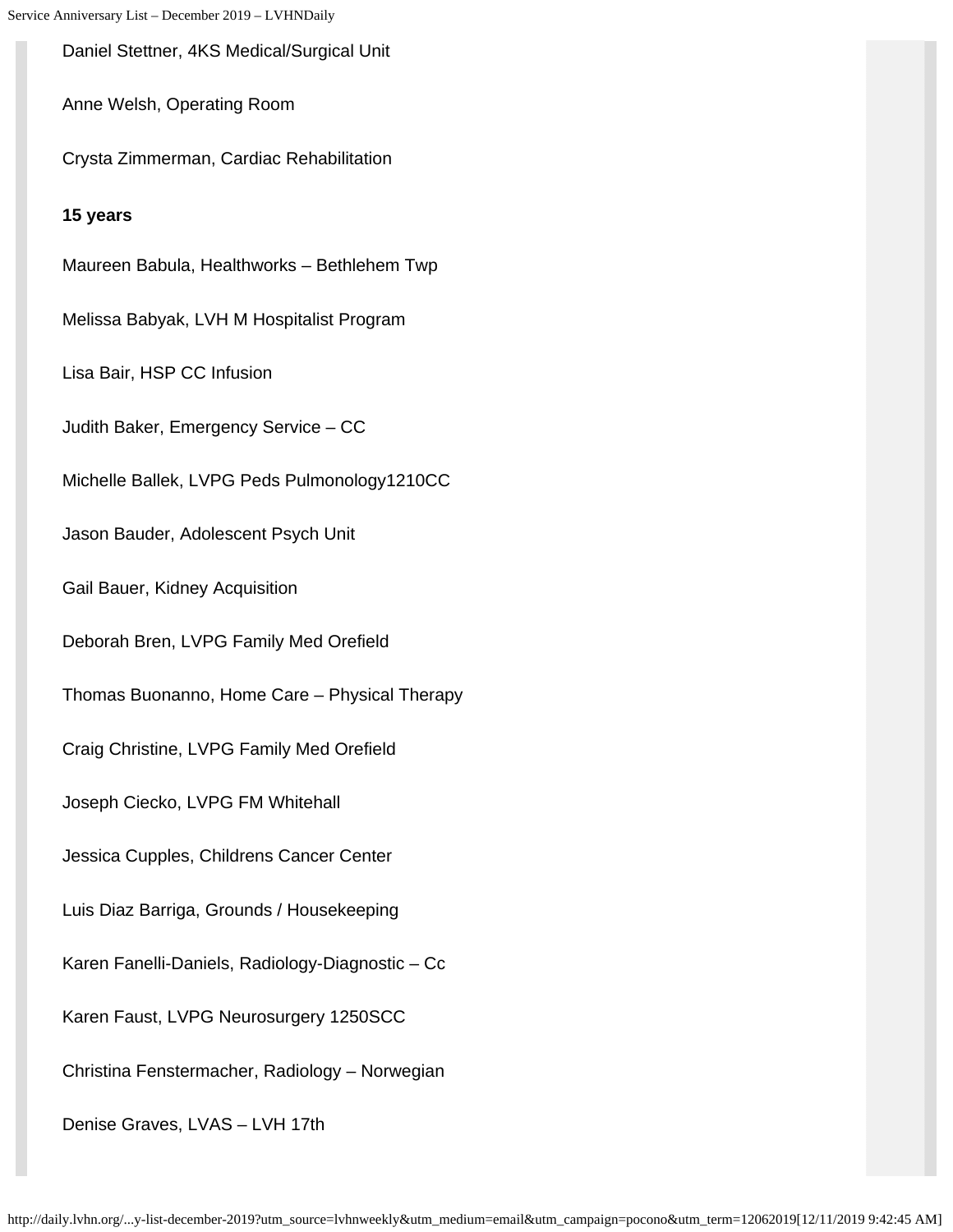Daniel Stettner, 4KS Medical/Surgical Unit

Anne Welsh, Operating Room

Crysta Zimmerman, Cardiac Rehabilitation

**15 years**

Maureen Babula, Healthworks – Bethlehem Twp

Melissa Babyak, LVH M Hospitalist Program

Lisa Bair, HSP CC Infusion

Judith Baker, Emergency Service – CC

Michelle Ballek, LVPG Peds Pulmonology1210CC

Jason Bauder, Adolescent Psych Unit

Gail Bauer, Kidney Acquisition

Deborah Bren, LVPG Family Med Orefield

Thomas Buonanno, Home Care – Physical Therapy

Craig Christine, LVPG Family Med Orefield

Joseph Ciecko, LVPG FM Whitehall

Jessica Cupples, Childrens Cancer Center

Luis Diaz Barriga, Grounds / Housekeeping

Karen Fanelli-Daniels, Radiology-Diagnostic – Cc

Karen Faust, LVPG Neurosurgery 1250SCC

Christina Fenstermacher, Radiology – Norwegian

Denise Graves, LVAS – LVH 17th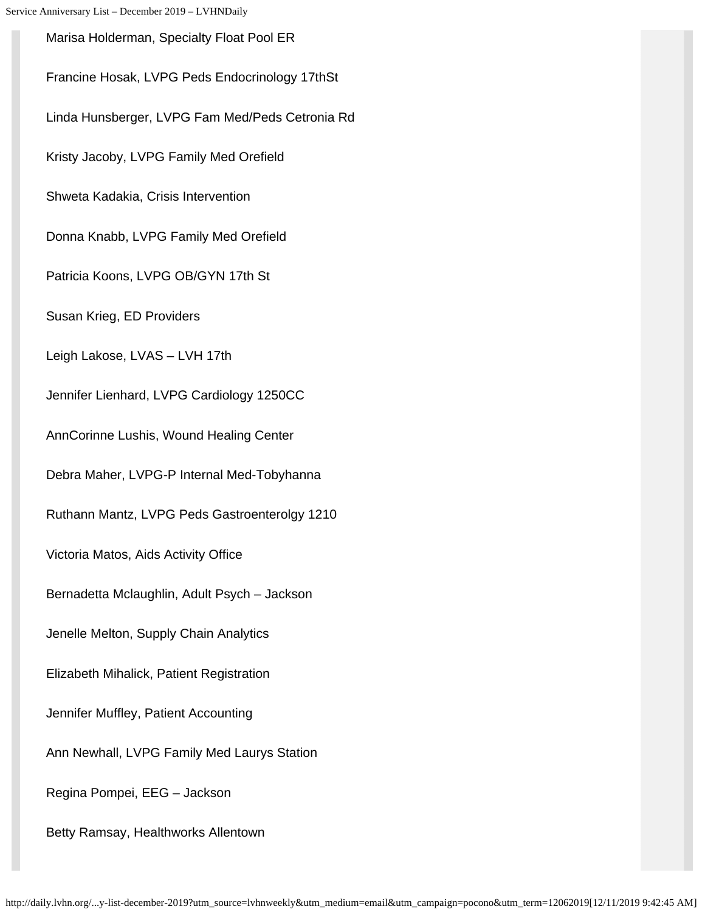Marisa Holderman, Specialty Float Pool ER

Francine Hosak, LVPG Peds Endocrinology 17thSt

Linda Hunsberger, LVPG Fam Med/Peds Cetronia Rd

Kristy Jacoby, LVPG Family Med Orefield

Shweta Kadakia, Crisis Intervention

Donna Knabb, LVPG Family Med Orefield

Patricia Koons, LVPG OB/GYN 17th St

Susan Krieg, ED Providers

Leigh Lakose, LVAS – LVH 17th

Jennifer Lienhard, LVPG Cardiology 1250CC

AnnCorinne Lushis, Wound Healing Center

Debra Maher, LVPG-P Internal Med-Tobyhanna

Ruthann Mantz, LVPG Peds Gastroenterolgy 1210

Victoria Matos, Aids Activity Office

Bernadetta Mclaughlin, Adult Psych – Jackson

Jenelle Melton, Supply Chain Analytics

Elizabeth Mihalick, Patient Registration

Jennifer Muffley, Patient Accounting

Ann Newhall, LVPG Family Med Laurys Station

Regina Pompei, EEG – Jackson

Betty Ramsay, Healthworks Allentown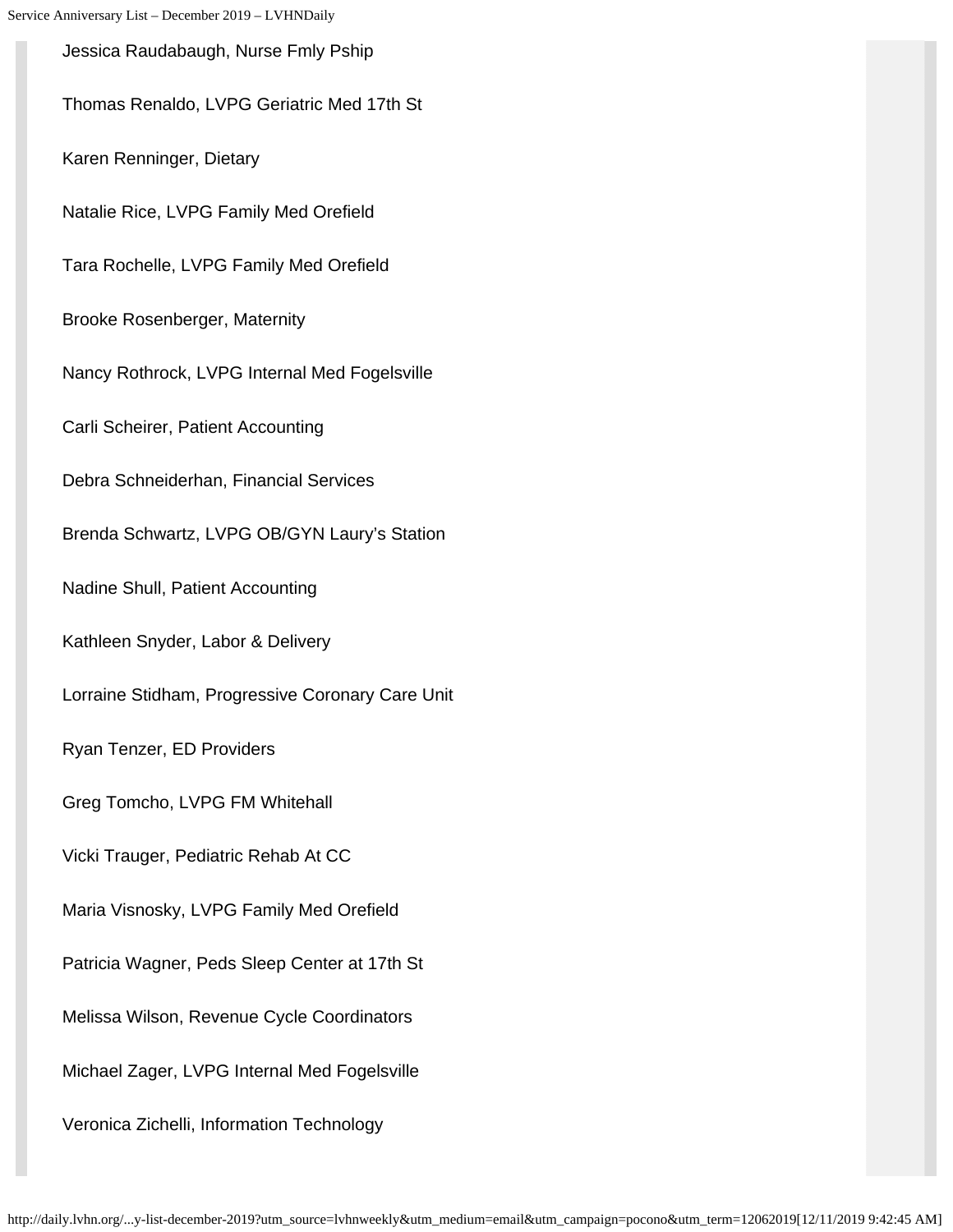Jessica Raudabaugh, Nurse Fmly Pship

Thomas Renaldo, LVPG Geriatric Med 17th St

Karen Renninger, Dietary

Natalie Rice, LVPG Family Med Orefield

Tara Rochelle, LVPG Family Med Orefield

Brooke Rosenberger, Maternity

Nancy Rothrock, LVPG Internal Med Fogelsville

Carli Scheirer, Patient Accounting

Debra Schneiderhan, Financial Services

Brenda Schwartz, LVPG OB/GYN Laury's Station

Nadine Shull, Patient Accounting

Kathleen Snyder, Labor & Delivery

Lorraine Stidham, Progressive Coronary Care Unit

Ryan Tenzer, ED Providers

Greg Tomcho, LVPG FM Whitehall

Vicki Trauger, Pediatric Rehab At CC

Maria Visnosky, LVPG Family Med Orefield

Patricia Wagner, Peds Sleep Center at 17th St

Melissa Wilson, Revenue Cycle Coordinators

Michael Zager, LVPG Internal Med Fogelsville

Veronica Zichelli, Information Technology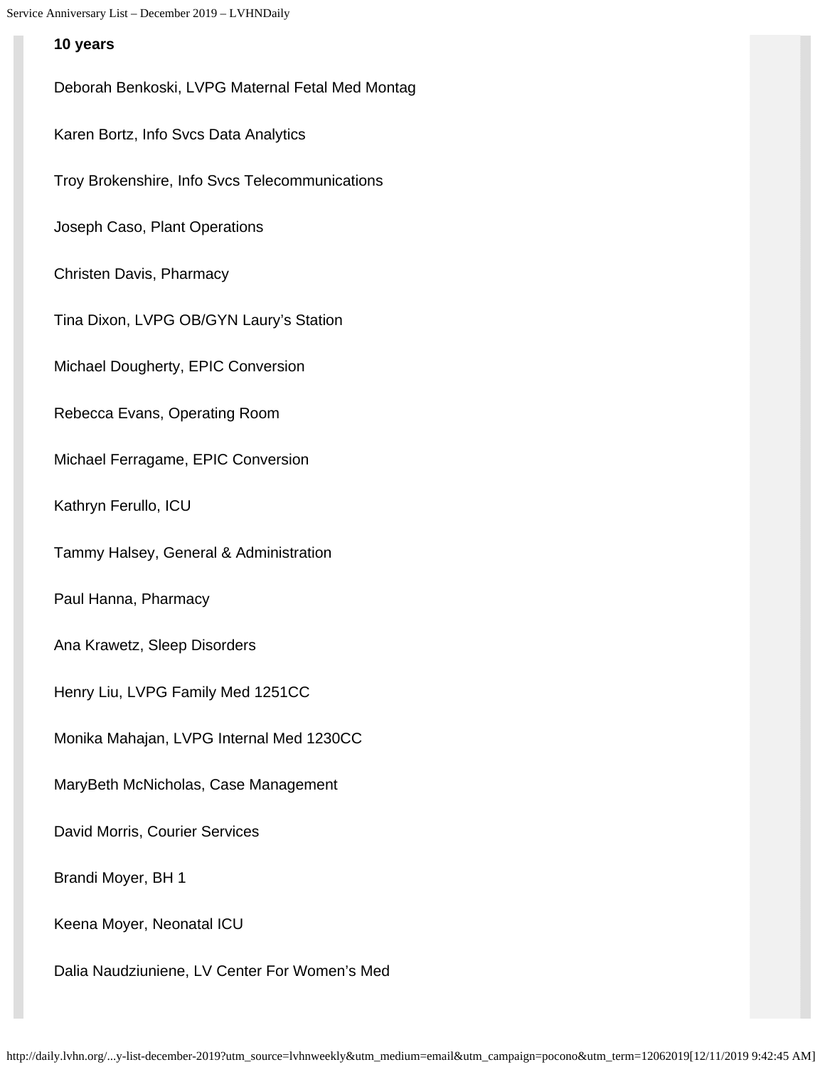**10 years**

Deborah Benkoski, LVPG Maternal Fetal Med Montag

Karen Bortz, Info Svcs Data Analytics

Troy Brokenshire, Info Svcs Telecommunications

Joseph Caso, Plant Operations

Christen Davis, Pharmacy

Tina Dixon, LVPG OB/GYN Laury's Station

Michael Dougherty, EPIC Conversion

Rebecca Evans, Operating Room

Michael Ferragame, EPIC Conversion

Kathryn Ferullo, ICU

Tammy Halsey, General & Administration

Paul Hanna, Pharmacy

Ana Krawetz, Sleep Disorders

Henry Liu, LVPG Family Med 1251CC

Monika Mahajan, LVPG Internal Med 1230CC

MaryBeth McNicholas, Case Management

David Morris, Courier Services

Brandi Moyer, BH 1

Keena Moyer, Neonatal ICU

Dalia Naudziuniene, LV Center For Women's Med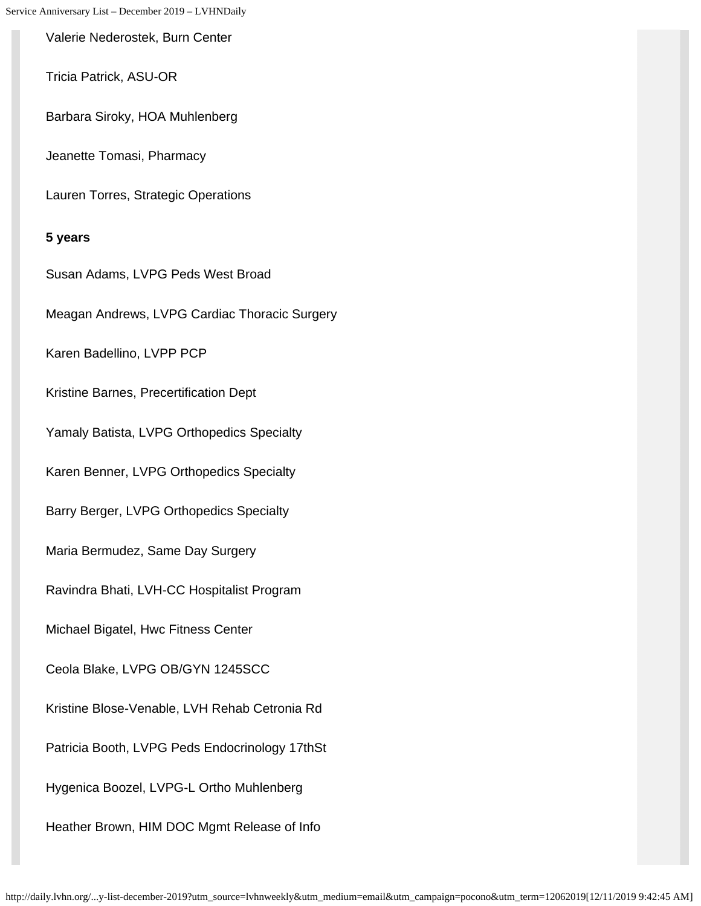Valerie Nederostek, Burn Center

Tricia Patrick, ASU-OR

Barbara Siroky, HOA Muhlenberg

Jeanette Tomasi, Pharmacy

Lauren Torres, Strategic Operations

**5 years**

Susan Adams, LVPG Peds West Broad

Meagan Andrews, LVPG Cardiac Thoracic Surgery

Karen Badellino, LVPP PCP

Kristine Barnes, Precertification Dept

Yamaly Batista, LVPG Orthopedics Specialty

Karen Benner, LVPG Orthopedics Specialty

Barry Berger, LVPG Orthopedics Specialty

Maria Bermudez, Same Day Surgery

Ravindra Bhati, LVH-CC Hospitalist Program

Michael Bigatel, Hwc Fitness Center

Ceola Blake, LVPG OB/GYN 1245SCC

Kristine Blose-Venable, LVH Rehab Cetronia Rd

Patricia Booth, LVPG Peds Endocrinology 17thSt

Hygenica Boozel, LVPG-L Ortho Muhlenberg

Heather Brown, HIM DOC Mgmt Release of Info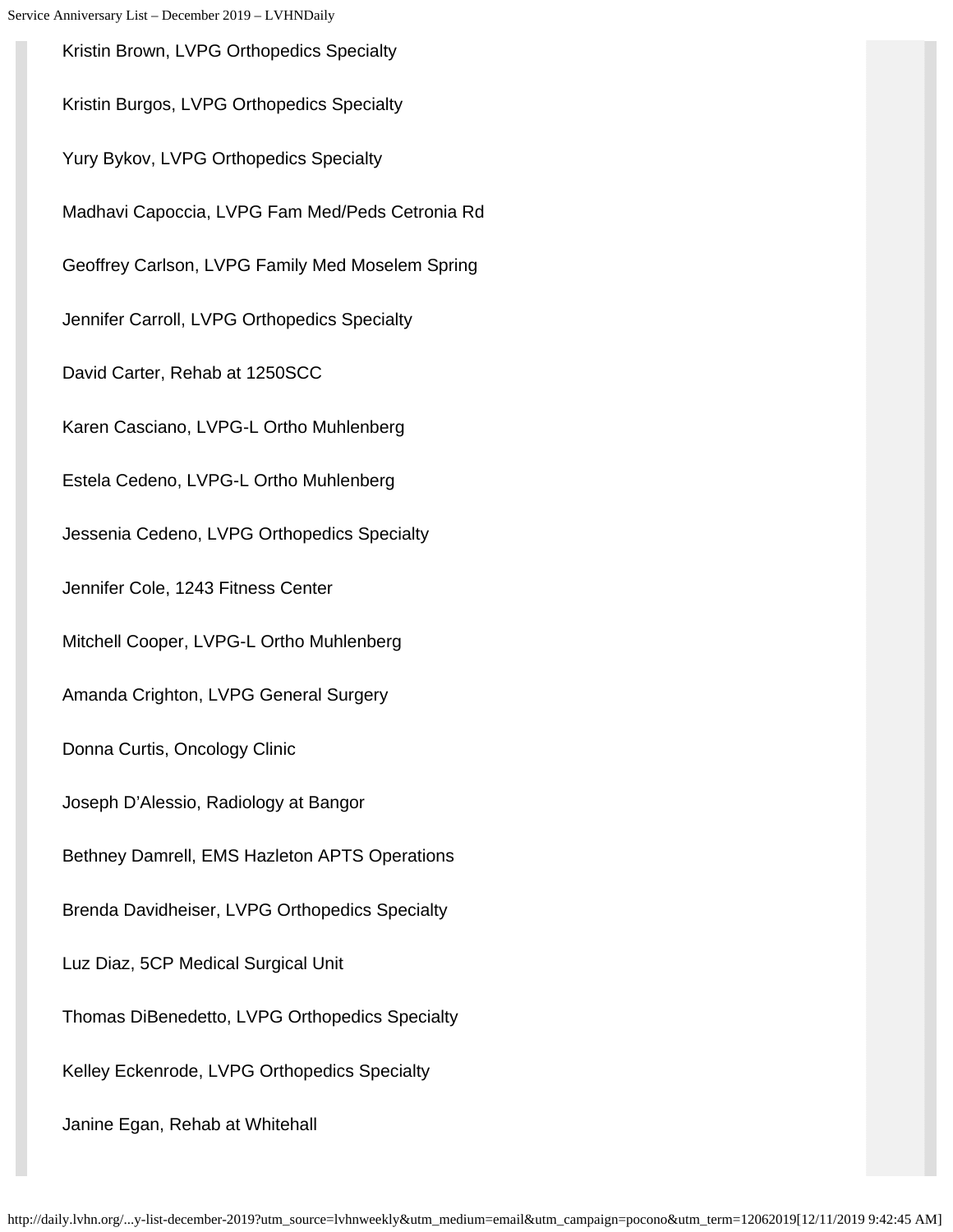Kristin Brown, LVPG Orthopedics Specialty

Kristin Burgos, LVPG Orthopedics Specialty

Yury Bykov, LVPG Orthopedics Specialty

Madhavi Capoccia, LVPG Fam Med/Peds Cetronia Rd

Geoffrey Carlson, LVPG Family Med Moselem Spring

Jennifer Carroll, LVPG Orthopedics Specialty

David Carter, Rehab at 1250SCC

Karen Casciano, LVPG-L Ortho Muhlenberg

Estela Cedeno, LVPG-L Ortho Muhlenberg

Jessenia Cedeno, LVPG Orthopedics Specialty

Jennifer Cole, 1243 Fitness Center

Mitchell Cooper, LVPG-L Ortho Muhlenberg

Amanda Crighton, LVPG General Surgery

Donna Curtis, Oncology Clinic

Joseph D'Alessio, Radiology at Bangor

Bethney Damrell, EMS Hazleton APTS Operations

Brenda Davidheiser, LVPG Orthopedics Specialty

Luz Diaz, 5CP Medical Surgical Unit

Thomas DiBenedetto, LVPG Orthopedics Specialty

Kelley Eckenrode, LVPG Orthopedics Specialty

Janine Egan, Rehab at Whitehall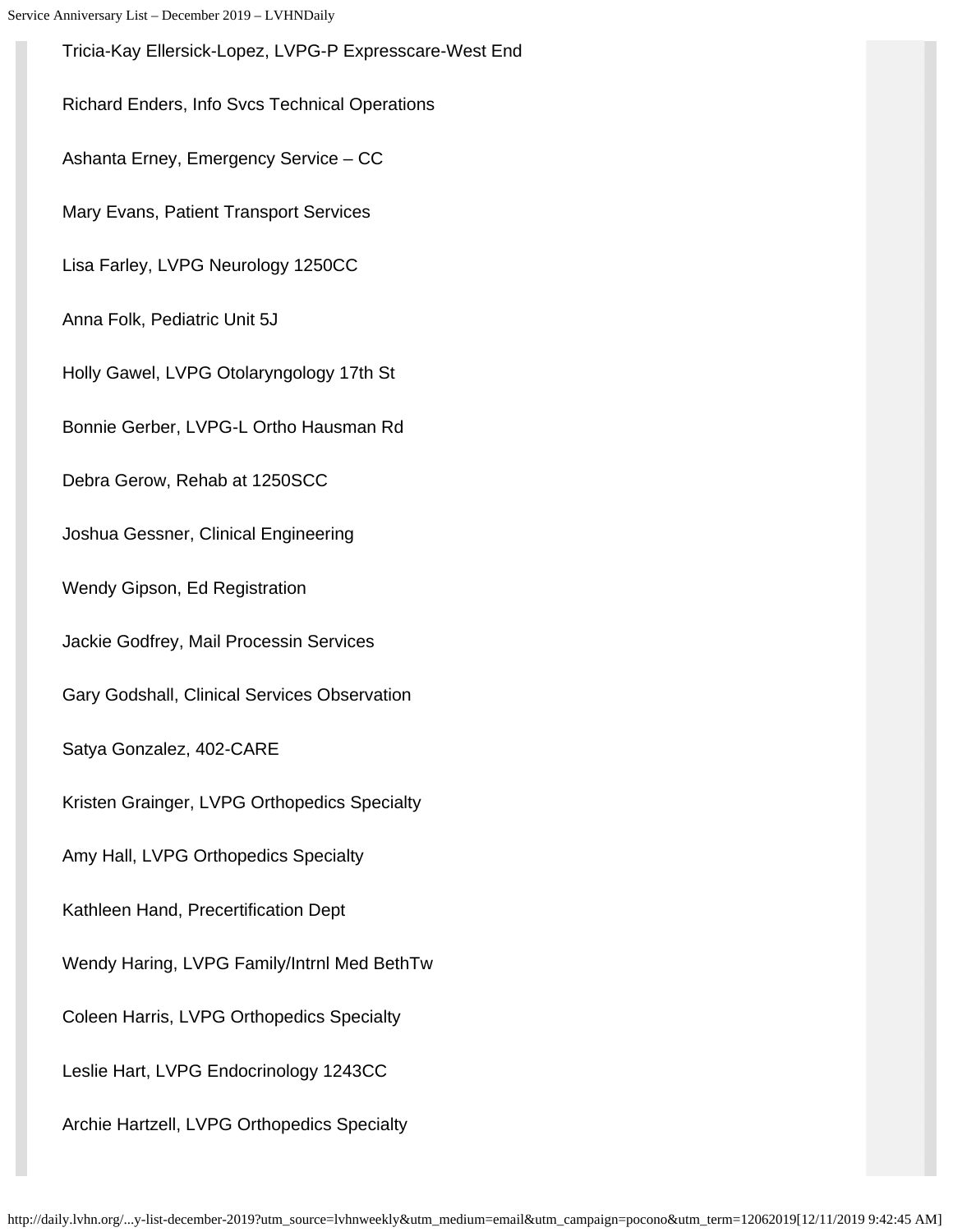Tricia-Kay Ellersick-Lopez, LVPG-P Expresscare-West End

Richard Enders, Info Svcs Technical Operations

Ashanta Erney, Emergency Service – CC

Mary Evans, Patient Transport Services

Lisa Farley, LVPG Neurology 1250CC

Anna Folk, Pediatric Unit 5J

Holly Gawel, LVPG Otolaryngology 17th St

Bonnie Gerber, LVPG-L Ortho Hausman Rd

Debra Gerow, Rehab at 1250SCC

Joshua Gessner, Clinical Engineering

Wendy Gipson, Ed Registration

Jackie Godfrey, Mail Processin Services

Gary Godshall, Clinical Services Observation

Satya Gonzalez, 402-CARE

Kristen Grainger, LVPG Orthopedics Specialty

Amy Hall, LVPG Orthopedics Specialty

Kathleen Hand, Precertification Dept

Wendy Haring, LVPG Family/Intrnl Med BethTw

Coleen Harris, LVPG Orthopedics Specialty

Leslie Hart, LVPG Endocrinology 1243CC

Archie Hartzell, LVPG Orthopedics Specialty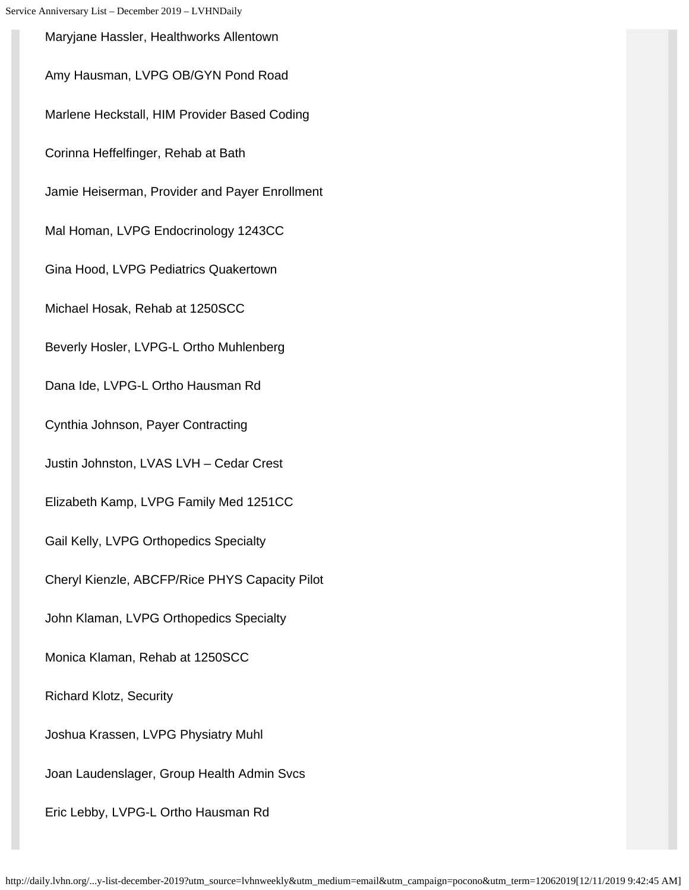Maryjane Hassler, Healthworks Allentown

Amy Hausman, LVPG OB/GYN Pond Road

Marlene Heckstall, HIM Provider Based Coding

Corinna Heffelfinger, Rehab at Bath

Jamie Heiserman, Provider and Payer Enrollment

Mal Homan, LVPG Endocrinology 1243CC

Gina Hood, LVPG Pediatrics Quakertown

Michael Hosak, Rehab at 1250SCC

Beverly Hosler, LVPG-L Ortho Muhlenberg

Dana Ide, LVPG-L Ortho Hausman Rd

Cynthia Johnson, Payer Contracting

Justin Johnston, LVAS LVH – Cedar Crest

Elizabeth Kamp, LVPG Family Med 1251CC

Gail Kelly, LVPG Orthopedics Specialty

Cheryl Kienzle, ABCFP/Rice PHYS Capacity Pilot

John Klaman, LVPG Orthopedics Specialty

Monica Klaman, Rehab at 1250SCC

Richard Klotz, Security

Joshua Krassen, LVPG Physiatry Muhl

Joan Laudenslager, Group Health Admin Svcs

Eric Lebby, LVPG-L Ortho Hausman Rd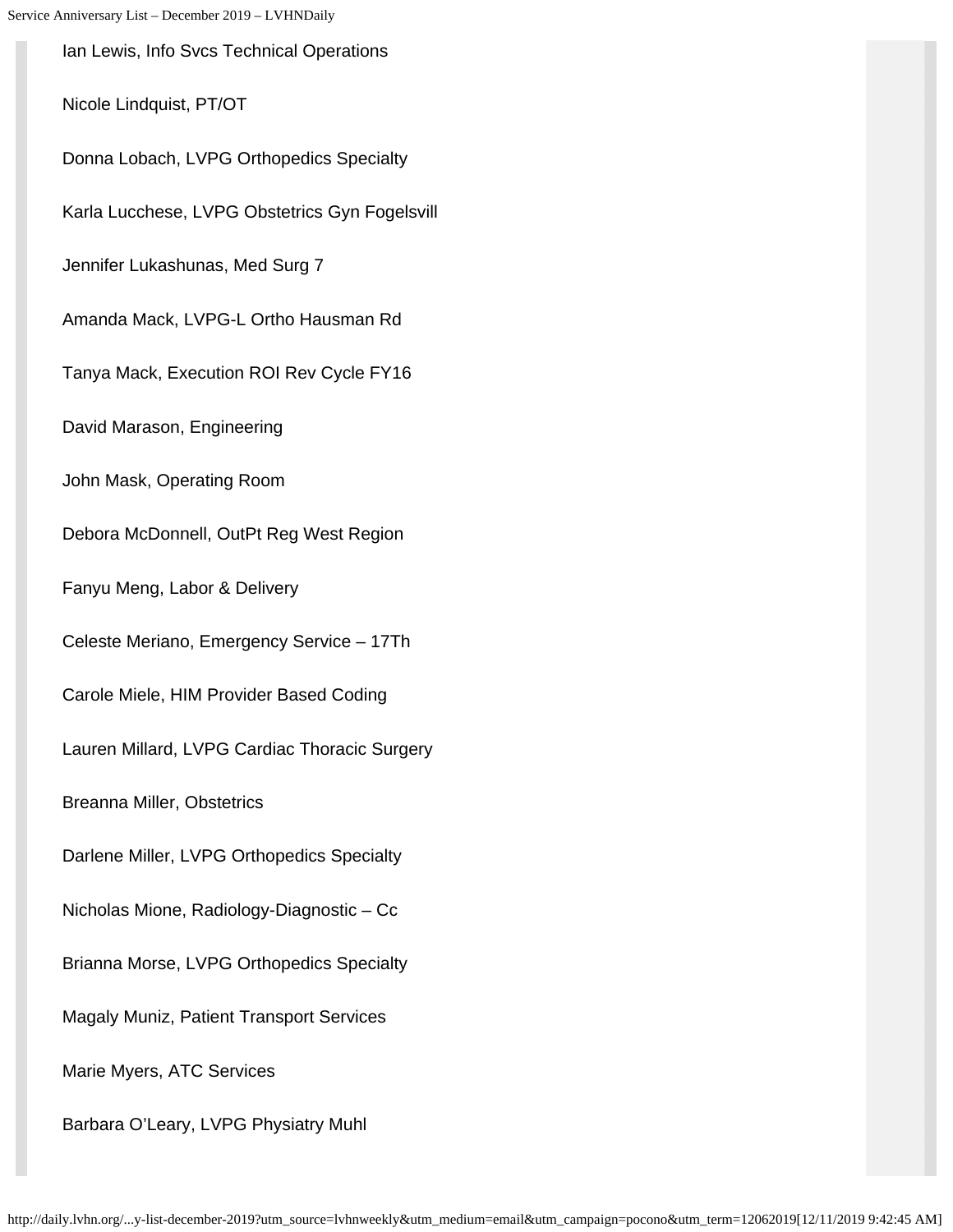Ian Lewis, Info Svcs Technical Operations

Nicole Lindquist, PT/OT

Donna Lobach, LVPG Orthopedics Specialty

Karla Lucchese, LVPG Obstetrics Gyn Fogelsvill

Jennifer Lukashunas, Med Surg 7

Amanda Mack, LVPG-L Ortho Hausman Rd

Tanya Mack, Execution ROI Rev Cycle FY16

David Marason, Engineering

John Mask, Operating Room

Debora McDonnell, OutPt Reg West Region

Fanyu Meng, Labor & Delivery

Celeste Meriano, Emergency Service – 17Th

Carole Miele, HIM Provider Based Coding

Lauren Millard, LVPG Cardiac Thoracic Surgery

Breanna Miller, Obstetrics

Darlene Miller, LVPG Orthopedics Specialty

Nicholas Mione, Radiology-Diagnostic – Cc

Brianna Morse, LVPG Orthopedics Specialty

Magaly Muniz, Patient Transport Services

Marie Myers, ATC Services

Barbara O'Leary, LVPG Physiatry Muhl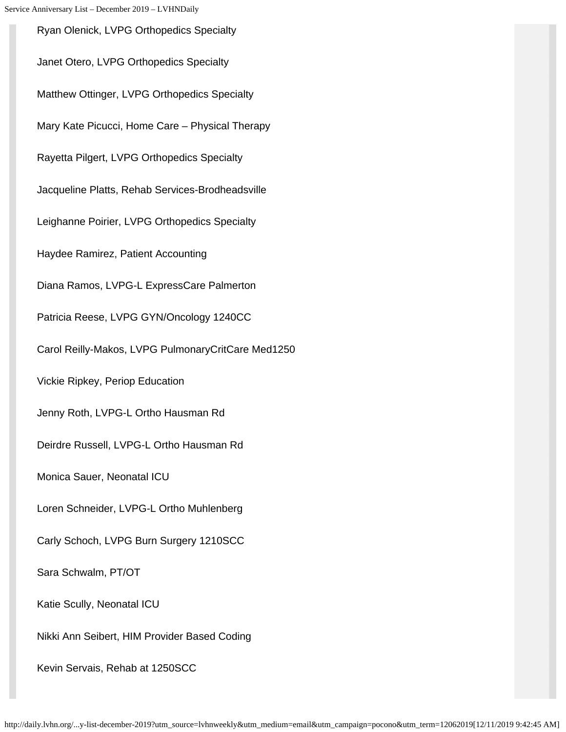Ryan Olenick, LVPG Orthopedics Specialty

Janet Otero, LVPG Orthopedics Specialty

Matthew Ottinger, LVPG Orthopedics Specialty

Mary Kate Picucci, Home Care – Physical Therapy

Rayetta Pilgert, LVPG Orthopedics Specialty

Jacqueline Platts, Rehab Services-Brodheadsville

Leighanne Poirier, LVPG Orthopedics Specialty

Haydee Ramirez, Patient Accounting

Diana Ramos, LVPG-L ExpressCare Palmerton

Patricia Reese, LVPG GYN/Oncology 1240CC

Carol Reilly-Makos, LVPG PulmonaryCritCare Med1250

Vickie Ripkey, Periop Education

Jenny Roth, LVPG-L Ortho Hausman Rd

Deirdre Russell, LVPG-L Ortho Hausman Rd

Monica Sauer, Neonatal ICU

Loren Schneider, LVPG-L Ortho Muhlenberg

Carly Schoch, LVPG Burn Surgery 1210SCC

Sara Schwalm, PT/OT

Katie Scully, Neonatal ICU

Nikki Ann Seibert, HIM Provider Based Coding

Kevin Servais, Rehab at 1250SCC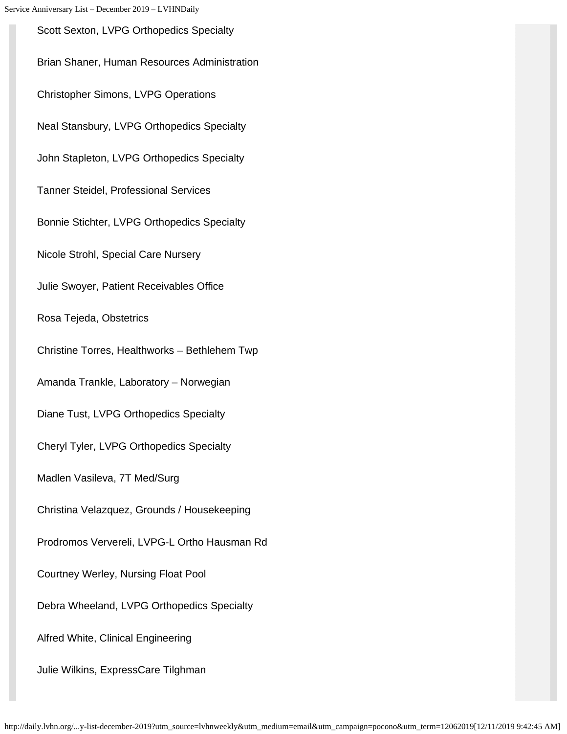Scott Sexton, LVPG Orthopedics Specialty

Brian Shaner, Human Resources Administration

Christopher Simons, LVPG Operations

Neal Stansbury, LVPG Orthopedics Specialty

John Stapleton, LVPG Orthopedics Specialty

Tanner Steidel, Professional Services

Bonnie Stichter, LVPG Orthopedics Specialty

Nicole Strohl, Special Care Nursery

Julie Swoyer, Patient Receivables Office

Rosa Tejeda, Obstetrics

Christine Torres, Healthworks – Bethlehem Twp

Amanda Trankle, Laboratory – Norwegian

Diane Tust, LVPG Orthopedics Specialty

Cheryl Tyler, LVPG Orthopedics Specialty

Madlen Vasileva, 7T Med/Surg

Christina Velazquez, Grounds / Housekeeping

Prodromos Ververeli, LVPG-L Ortho Hausman Rd

Courtney Werley, Nursing Float Pool

Debra Wheeland, LVPG Orthopedics Specialty

Alfred White, Clinical Engineering

Julie Wilkins, ExpressCare Tilghman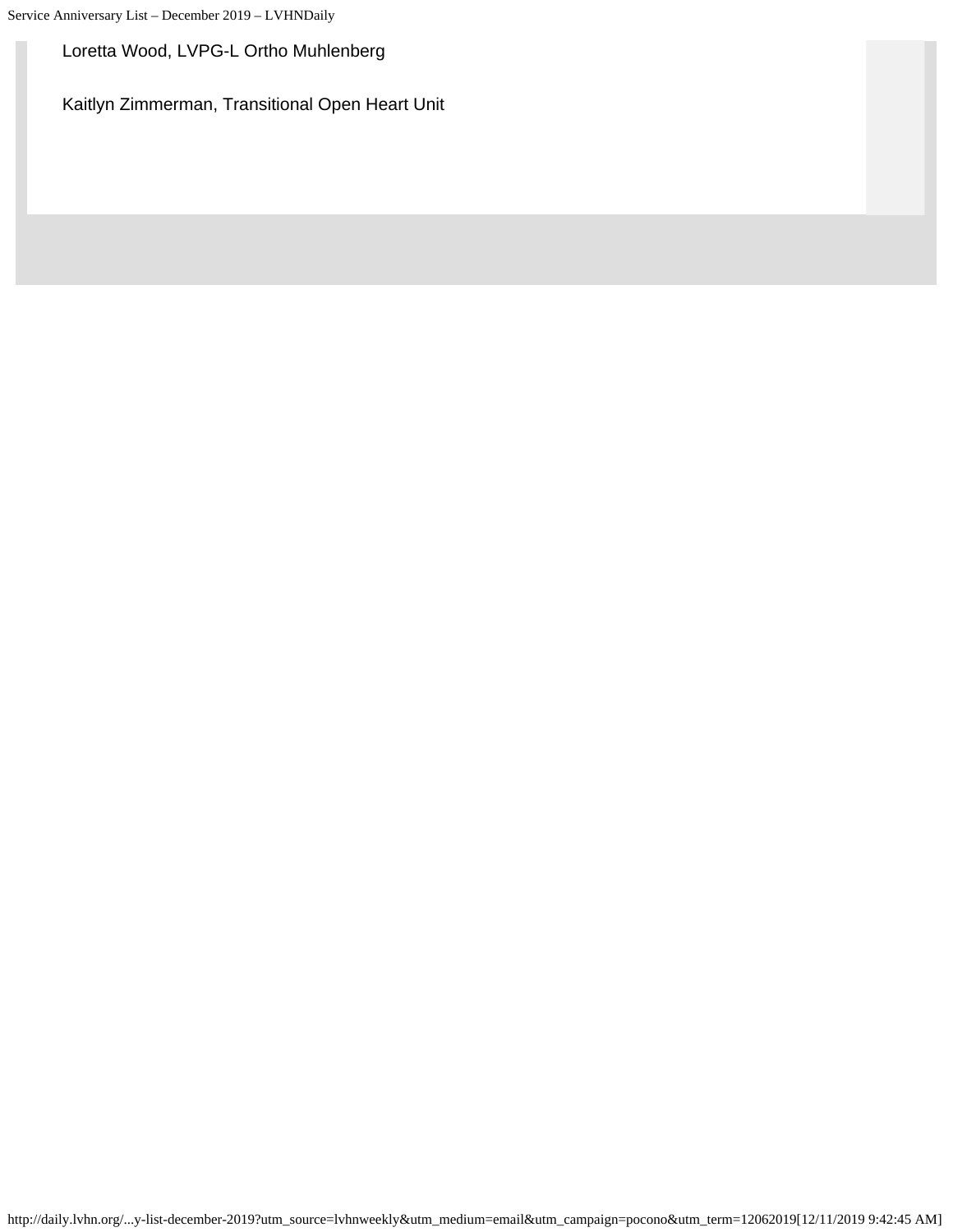Loretta Wood, LVPG-L Ortho Muhlenberg

Kaitlyn Zimmerman, Transitional Open Heart Unit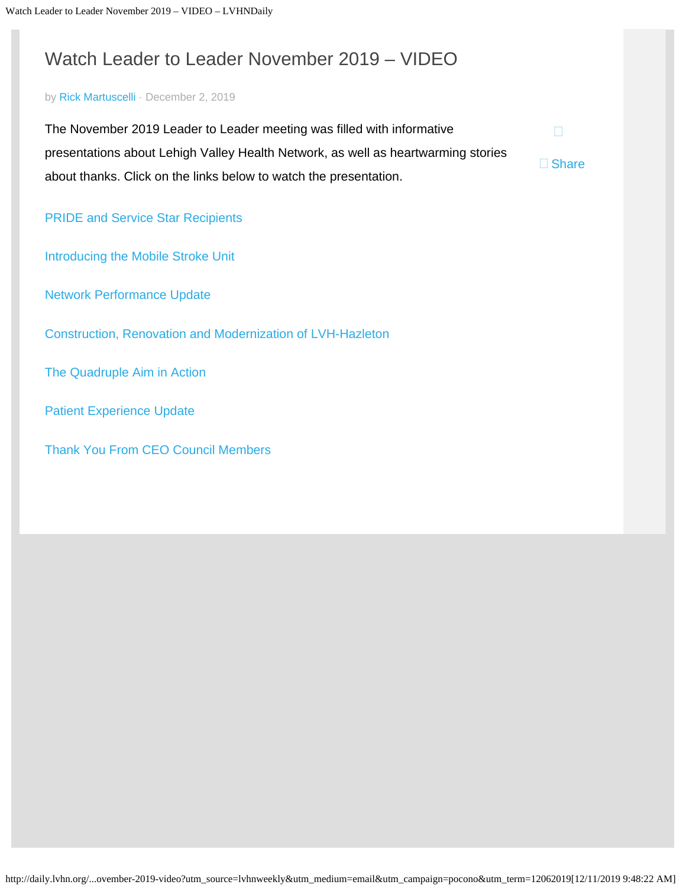# Watch Leader to Leader November 2019 – VIDEO

by Rick Martuscelli · December 2, 2019

The November 2019 Leader to Leader meeting was filled with informative presentations about Lehigh Valley Health Network, as well as heartwarming stories about thanks. Click on the links below to watch the presentation.

Share

PRIDE and Service Star Recipients

Introducing the Mobile Stroke Unit

Network Performance Update

Construction, Renovation and Modernization of LVH-Hazleton

The Quadruple Aim in Action

Patient Experience Update

Thank You From CEO Council Members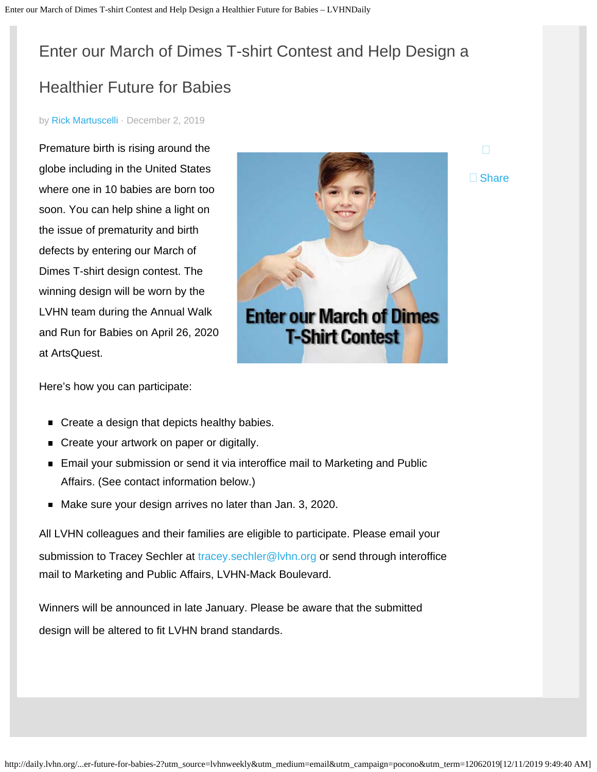# Enter our March of Dimes T-shirt Contest and Help Design a Healthier Future for Babies

by Rick Martuscelli · December 2, 2019

Premature birth is rising around the globe including in the United States where one in 10 babies are born too soon. You can help shine a light on the issue of prematurity and birth defects by entering our March of Dimes T-shirt design contest. The winning design will be worn by the LVHN team during the Annual Walk and Run for Babies on April 26, 2020 at ArtsQuest.

Share

Here's how you can participate:

- Create a design that depicts healthy babies.
- Create your artwork on paper or digitally.
- Email your submission or send it via interoffice mail to Marketing and Public Affairs. (See contact information below.)
- Make sure your design arrives no later than Jan. 3, 2020.

All LVHN colleagues and their families are eligible to participate. Please email your submission to Tracey Sechler at tracey.sechler@lvhn.org or send through interoffice mail to Marketing and Public Affairs, LVHN-Mack Boulevard.

Winners will be announced in late January. Please be aware that the submitted design will be altered to fit LVHN brand standards.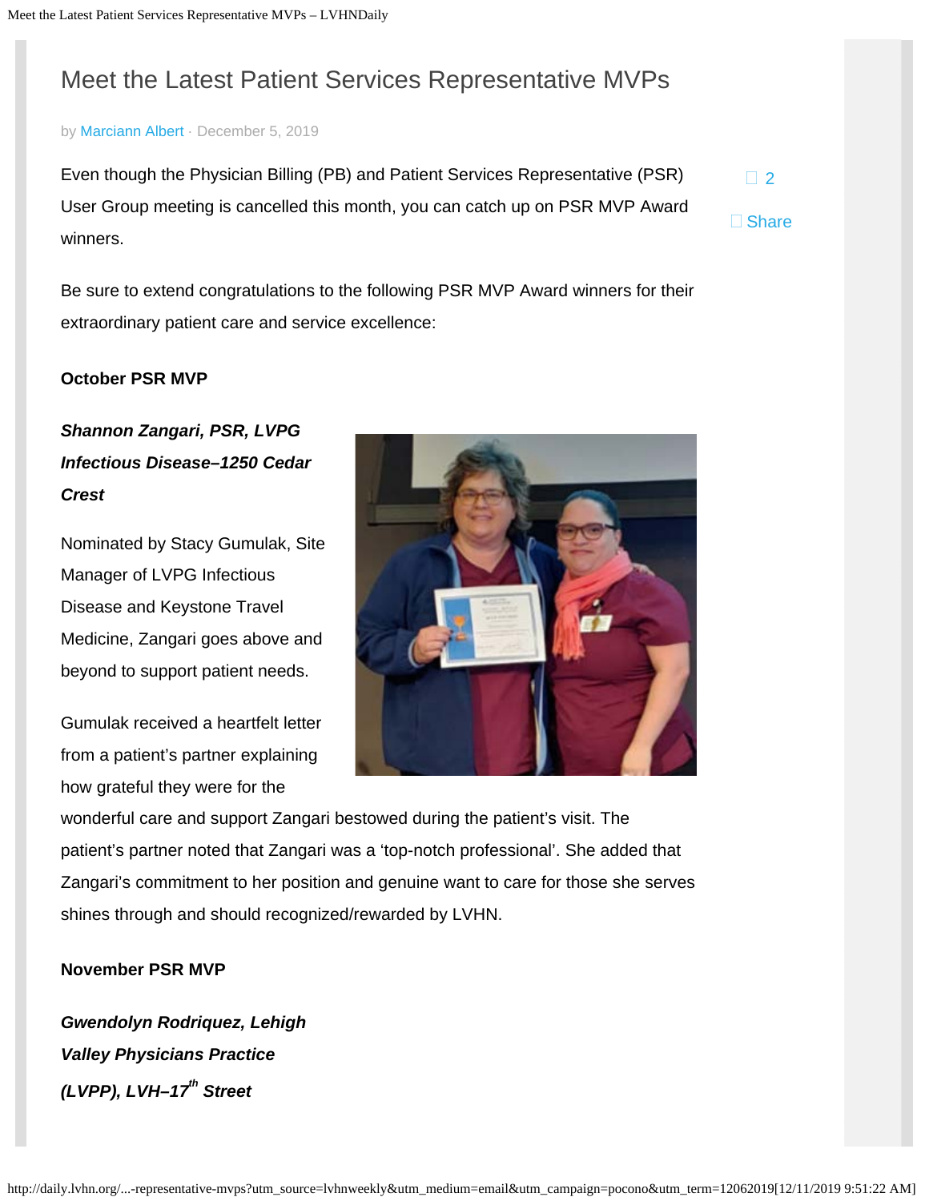# Meet the Latest Patient Services Representative MVPs

by Marciann Albert · December 5, 2019

2

Share

Even though the Physician Billing (PB) and Patient Services Representative (PSR) User Group meeting is cancelled this month, you can catch up on PSR MVP Award winners.

Be sure to extend congratulations to the following PSR MVP Award winners for their extraordinary patient care and service excellence:

**October PSR MVP**

***Shannon Zangari, PSR, LVPG Infectious Disease–1250 Cedar Crest***

Nominated by Stacy Gumulak, Site Manager of LVPG Infectious Disease and Keystone Travel Medicine, Zangari goes above and beyond to support patient needs.

Gumulak received a heartfelt letter from a patient's partner explaining how grateful they were for the wonderful care and support Zangari bestowed during the patient's visit. The patient's partner noted that Zangari was a 'top-notch professional'. She added that Zangari's commitment to her position and genuine want to care for those she serves shines through and should recognized/rewarded by LVHN.

**November PSR MVP**

***Gwendolyn Rodriquez, Lehigh Valley Physicians Practice (LVPP), LVH–17th Street***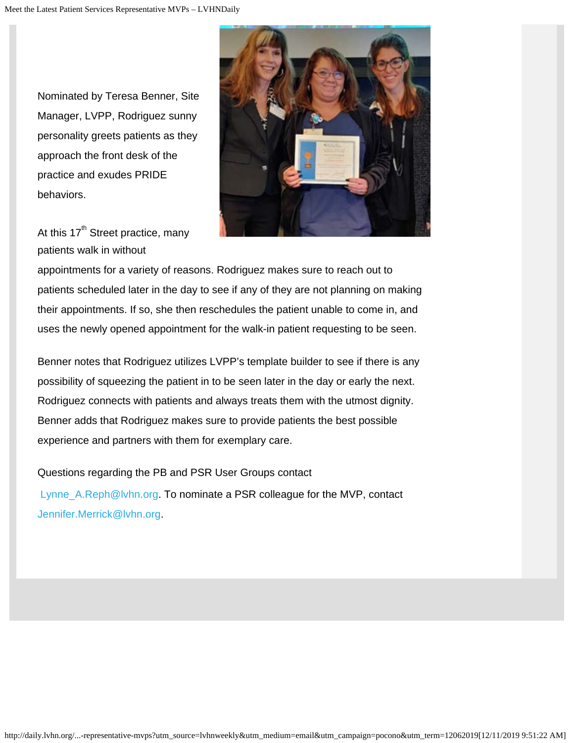Nominated by Teresa Benner, Site Manager, LVPP, Rodriguez sunny personality greets patients as they approach the front desk of the practice and exudes PRIDE behaviors.

At this 17th Street practice, many patients walk in without appointments for a variety of reasons. Rodriguez makes sure to reach out to patients scheduled later in the day to see if any of they are not planning on making their appointments. If so, she then reschedules the patient unable to come in, and uses the newly opened appointment for the walk-in patient requesting to be seen.

Benner notes that Rodriguez utilizes LVPP's template builder to see if there is any possibility of squeezing the patient in to be seen later in the day or early the next. Rodriguez connects with patients and always treats them with the utmost dignity. Benner adds that Rodriguez makes sure to provide patients the best possible experience and partners with them for exemplary care.

Questions regarding the PB and PSR User Groups contact Lynne_A.Reph@lvhn.org. To nominate a PSR colleague for the MVP, contact Jennifer.Merrick@lvhn.org.